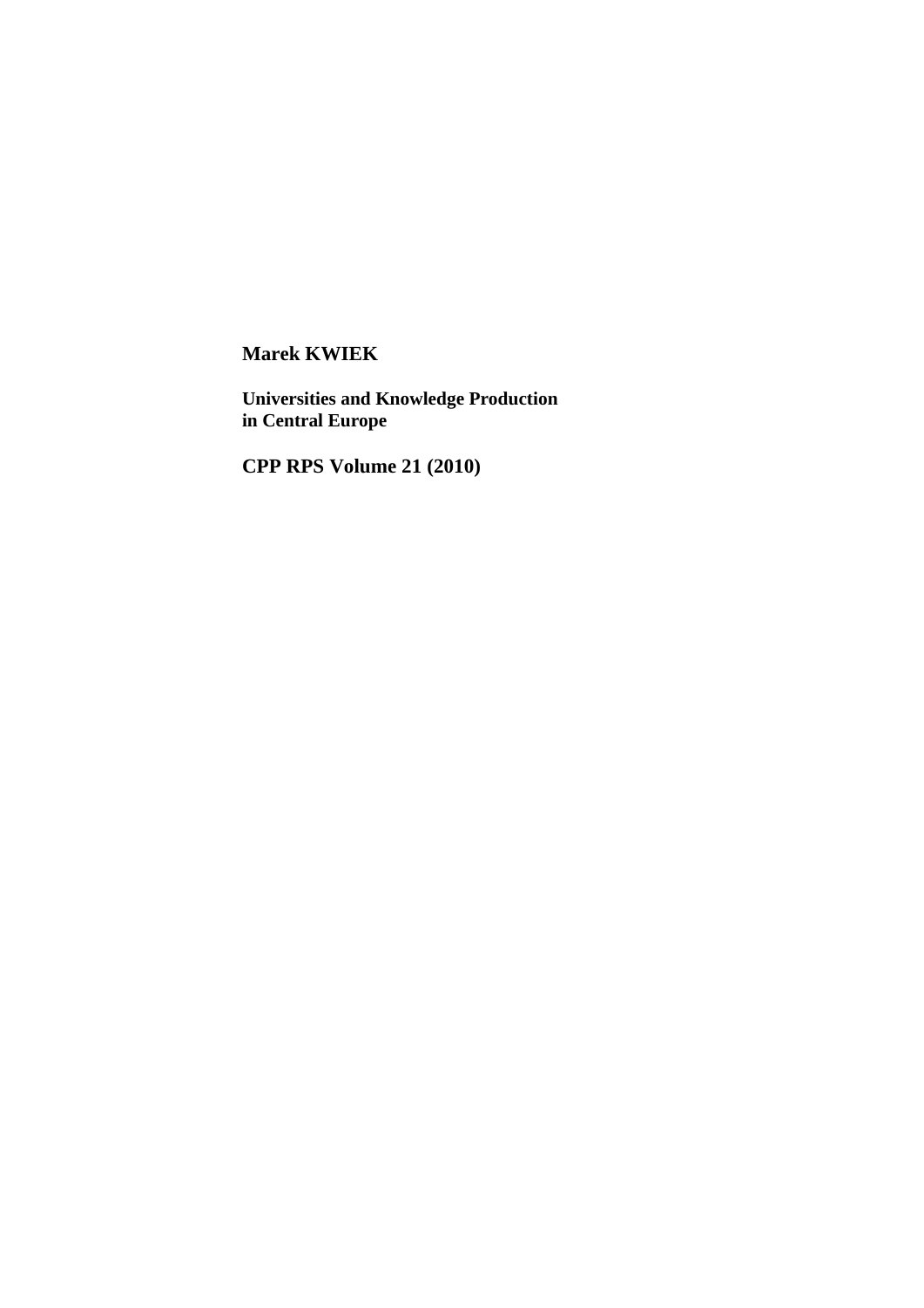**Marek KWIEK**

**Universities and Knowledge Production in Central Europe**

**CPP RPS Volume 21 (2010)**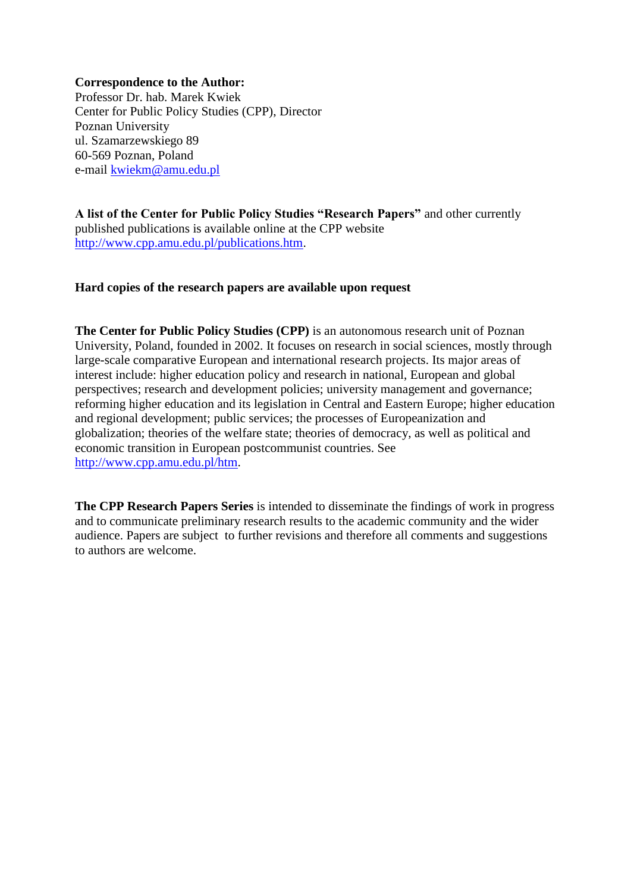**Correspondence to the Author:**
Professor Dr. hab. Marek Kwiek
Center for Public Policy Studies (CPP), Director
Poznan University
ul. Szamarzewskiego 89
60-569 Poznan, Poland
e-mail [kwiekm@amu.edu.pl](mailto:kwiekm@amu.edu.pl)

**A list of the Center for Public Policy Studies "Research Papers"** and other currently published publications is available online at the CPP website [http://www.cpp.amu.edu.pl/publications.htm](http://www.cpp.amu.edu.pl/publications.htm).

**Hard copies of the research papers are available upon request**

**The Center for Public Policy Studies (CPP)** is an autonomous research unit of Poznan University, Poland, founded in 2002. It focuses on research in social sciences, mostly through large-scale comparative European and international research projects. Its major areas of interest include: higher education policy and research in national, European and global perspectives; research and development policies; university management and governance; reforming higher education and its legislation in Central and Eastern Europe; higher education and regional development; public services; the processes of Europeanization and globalization; theories of the welfare state; theories of democracy, as well as political and economic transition in European postcommunist countries. See [http://www.cpp.amu.edu.pl/htm](http://www.cpp.amu.edu.pl/htm).

**The CPP Research Papers Series** is intended to disseminate the findings of work in progress and to communicate preliminary research results to the academic community and the wider audience. Papers are subject to further revisions and therefore all comments and suggestions to authors are welcome.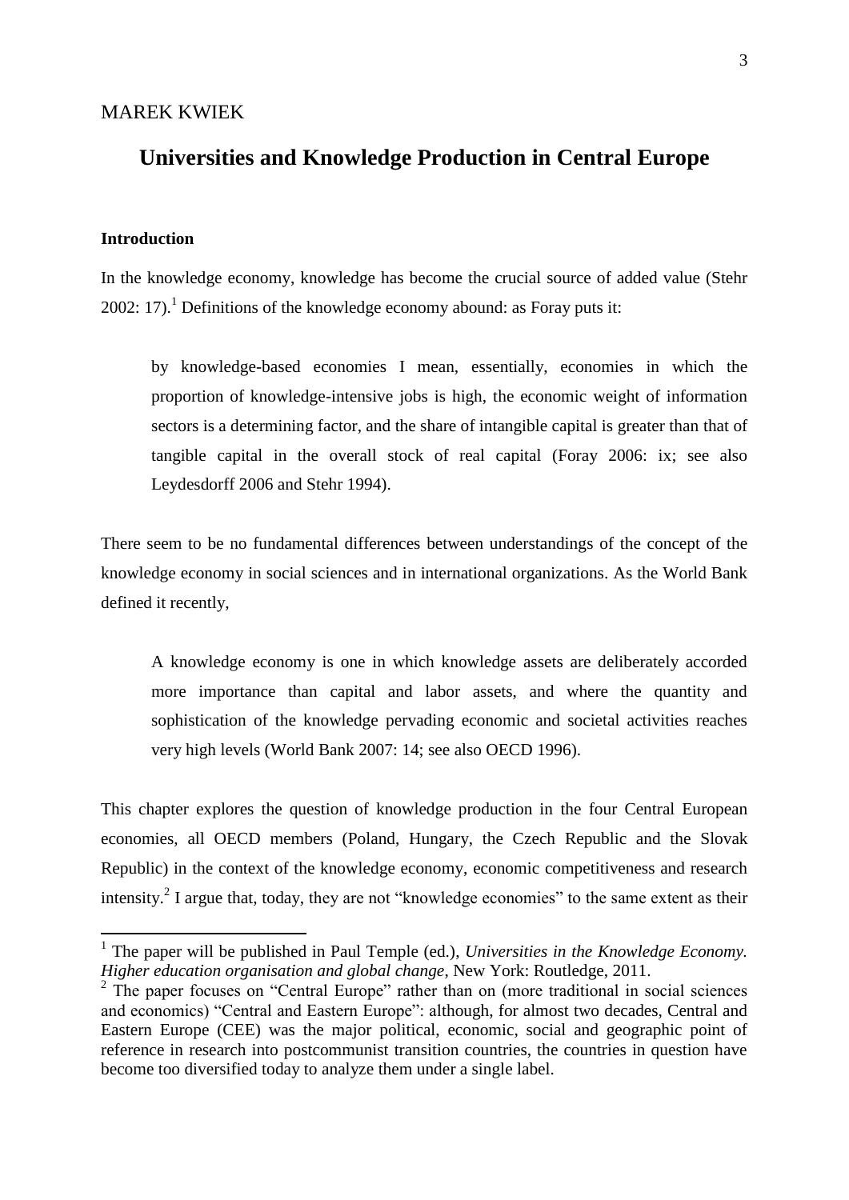MAREK KWIEK

# Universities and Knowledge Production in Central Europe

**Introduction**

In the knowledge economy, knowledge has become the crucial source of added value (Stehr 2002: 17).[1] Definitions of the knowledge economy abound: as Foray puts it:

> by knowledge-based economies I mean, essentially, economies in which the proportion of knowledge-intensive jobs is high, the economic weight of information sectors is a determining factor, and the share of intangible capital is greater than that of tangible capital in the overall stock of real capital (Foray 2006: ix; see also Leydesdorff 2006 and Stehr 1994).

There seem to be no fundamental differences between understandings of the concept of the knowledge economy in social sciences and in international organizations. As the World Bank defined it recently,

> A knowledge economy is one in which knowledge assets are deliberately accorded more importance than capital and labor assets, and where the quantity and sophistication of the knowledge pervading economic and societal activities reaches very high levels (World Bank 2007: 14; see also OECD 1996).

This chapter explores the question of knowledge production in the four Central European economies, all OECD members (Poland, Hungary, the Czech Republic and the Slovak Republic) in the context of the knowledge economy, economic competitiveness and research intensity.[2] I argue that, today, they are not "knowledge economies" to the same extent as their

---

[1] The paper will be published in Paul Temple (ed.), *Universities in the Knowledge Economy. Higher education organisation and global change*, New York: Routledge, 2011.

[2] The paper focuses on "Central Europe" rather than on (more traditional in social sciences and economics) "Central and Eastern Europe": although, for almost two decades, Central and Eastern Europe (CEE) was the major political, economic, social and geographic point of reference in research into postcommunist transition countries, the countries in question have become too diversified today to analyze them under a single label.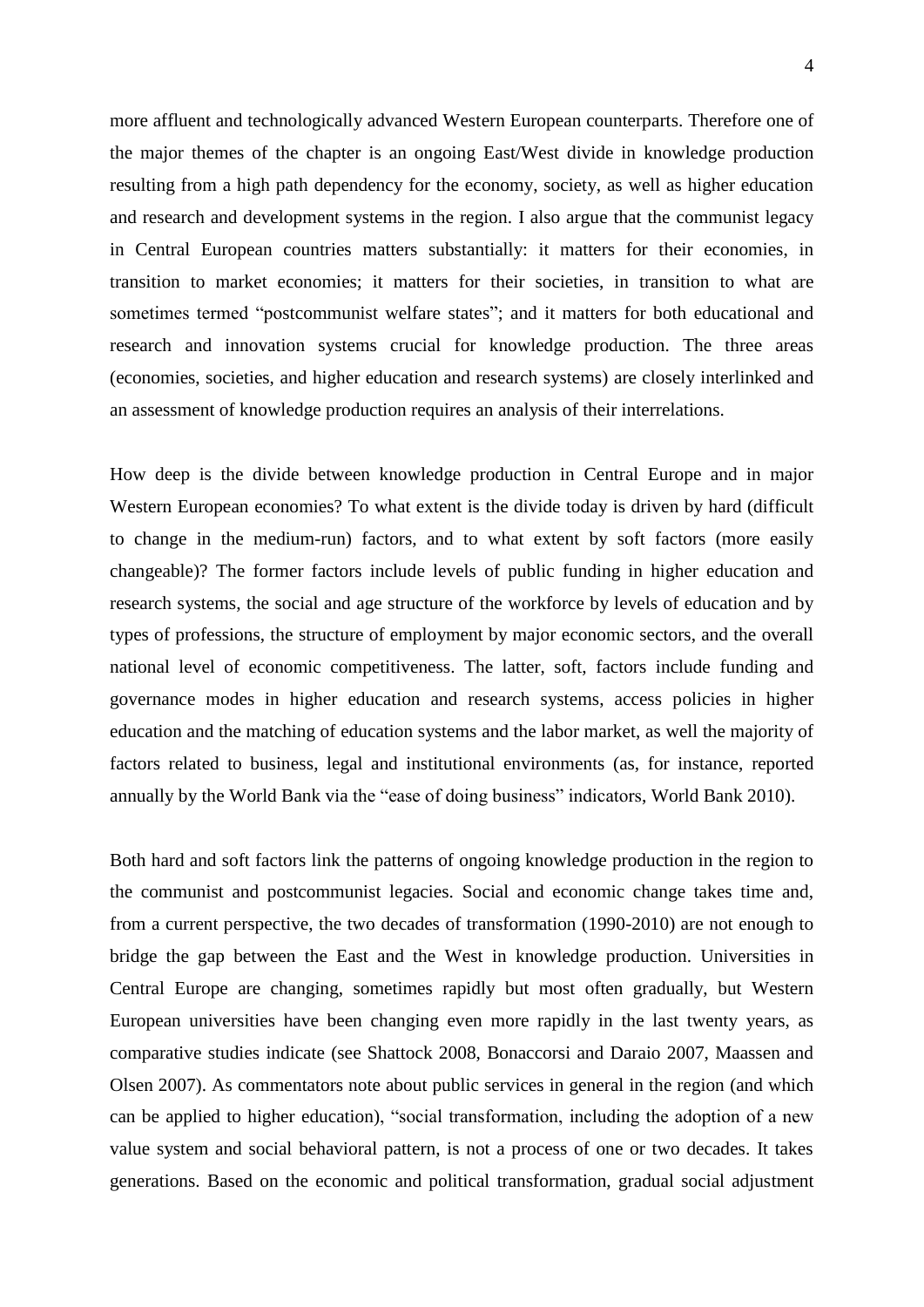more affluent and technologically advanced Western European counterparts. Therefore one of the major themes of the chapter is an ongoing East/West divide in knowledge production resulting from a high path dependency for the economy, society, as well as higher education and research and development systems in the region. I also argue that the communist legacy in Central European countries matters substantially: it matters for their economies, in transition to market economies; it matters for their societies, in transition to what are sometimes termed "postcommunist welfare states"; and it matters for both educational and research and innovation systems crucial for knowledge production. The three areas (economies, societies, and higher education and research systems) are closely interlinked and an assessment of knowledge production requires an analysis of their interrelations.

How deep is the divide between knowledge production in Central Europe and in major Western European economies? To what extent is the divide today is driven by hard (difficult to change in the medium-run) factors, and to what extent by soft factors (more easily changeable)? The former factors include levels of public funding in higher education and research systems, the social and age structure of the workforce by levels of education and by types of professions, the structure of employment by major economic sectors, and the overall national level of economic competitiveness. The latter, soft, factors include funding and governance modes in higher education and research systems, access policies in higher education and the matching of education systems and the labor market, as well the majority of factors related to business, legal and institutional environments (as, for instance, reported annually by the World Bank via the "ease of doing business" indicators, World Bank 2010).

Both hard and soft factors link the patterns of ongoing knowledge production in the region to the communist and postcommunist legacies. Social and economic change takes time and, from a current perspective, the two decades of transformation (1990-2010) are not enough to bridge the gap between the East and the West in knowledge production. Universities in Central Europe are changing, sometimes rapidly but most often gradually, but Western European universities have been changing even more rapidly in the last twenty years, as comparative studies indicate (see Shattock 2008, Bonaccorsi and Daraio 2007, Maassen and Olsen 2007). As commentators note about public services in general in the region (and which can be applied to higher education), "social transformation, including the adoption of a new value system and social behavioral pattern, is not a process of one or two decades. It takes generations. Based on the economic and political transformation, gradual social adjustment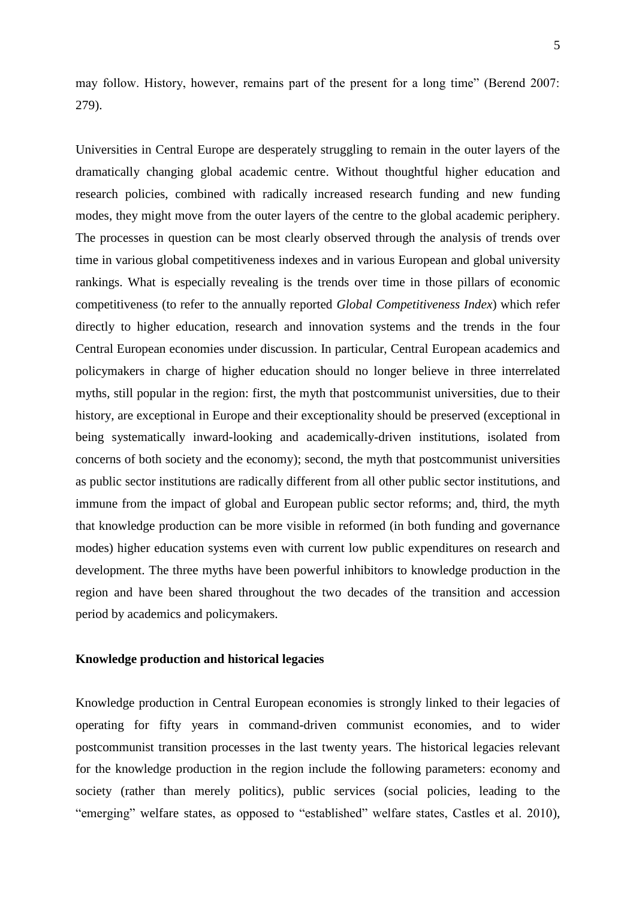may follow. History, however, remains part of the present for a long time" (Berend 2007: 279).

Universities in Central Europe are desperately struggling to remain in the outer layers of the dramatically changing global academic centre. Without thoughtful higher education and research policies, combined with radically increased research funding and new funding modes, they might move from the outer layers of the centre to the global academic periphery. The processes in question can be most clearly observed through the analysis of trends over time in various global competitiveness indexes and in various European and global university rankings. What is especially revealing is the trends over time in those pillars of economic competitiveness (to refer to the annually reported *Global Competitiveness Index*) which refer directly to higher education, research and innovation systems and the trends in the four Central European economies under discussion. In particular, Central European academics and policymakers in charge of higher education should no longer believe in three interrelated myths, still popular in the region: first, the myth that postcommunist universities, due to their history, are exceptional in Europe and their exceptionality should be preserved (exceptional in being systematically inward-looking and academically-driven institutions, isolated from concerns of both society and the economy); second, the myth that postcommunist universities as public sector institutions are radically different from all other public sector institutions, and immune from the impact of global and European public sector reforms; and, third, the myth that knowledge production can be more visible in reformed (in both funding and governance modes) higher education systems even with current low public expenditures on research and development. The three myths have been powerful inhibitors to knowledge production in the region and have been shared throughout the two decades of the transition and accession period by academics and policymakers.

## Knowledge production and historical legacies

Knowledge production in Central European economies is strongly linked to their legacies of operating for fifty years in command-driven communist economies, and to wider postcommunist transition processes in the last twenty years. The historical legacies relevant for the knowledge production in the region include the following parameters: economy and society (rather than merely politics), public services (social policies, leading to the "emerging" welfare states, as opposed to "established" welfare states, Castles et al. 2010),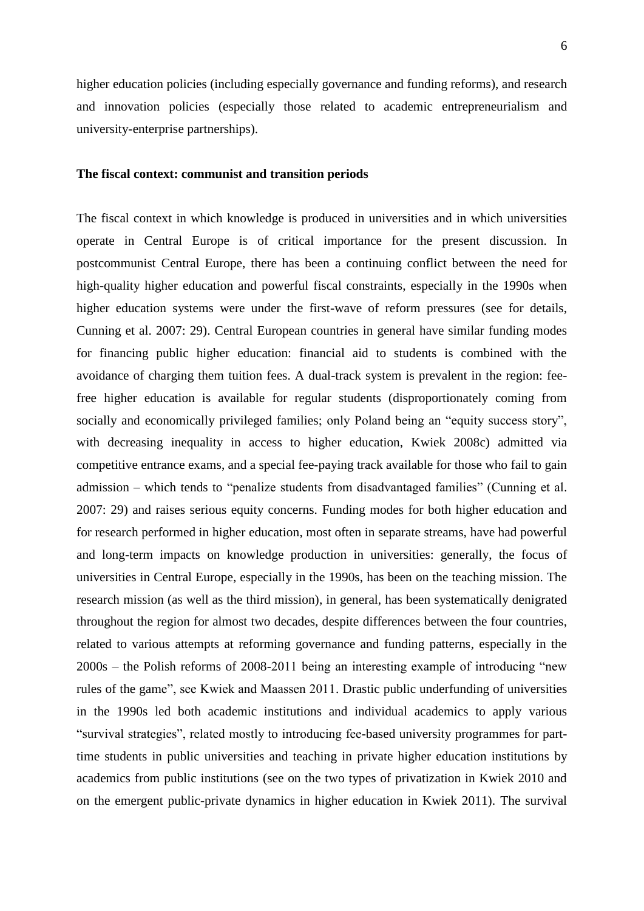higher education policies (including especially governance and funding reforms), and research and innovation policies (especially those related to academic entrepreneurialism and university-enterprise partnerships).

**The fiscal context: communist and transition periods**

The fiscal context in which knowledge is produced in universities and in which universities operate in Central Europe is of critical importance for the present discussion. In postcommunist Central Europe, there has been a continuing conflict between the need for high-quality higher education and powerful fiscal constraints, especially in the 1990s when higher education systems were under the first-wave of reform pressures (see for details, Cunning et al. 2007: 29). Central European countries in general have similar funding modes for financing public higher education: financial aid to students is combined with the avoidance of charging them tuition fees. A dual-track system is prevalent in the region: fee-free higher education is available for regular students (disproportionately coming from socially and economically privileged families; only Poland being an "equity success story", with decreasing inequality in access to higher education, Kwiek 2008c) admitted via competitive entrance exams, and a special fee-paying track available for those who fail to gain admission – which tends to "penalize students from disadvantaged families" (Cunning et al. 2007: 29) and raises serious equity concerns. Funding modes for both higher education and for research performed in higher education, most often in separate streams, have had powerful and long-term impacts on knowledge production in universities: generally, the focus of universities in Central Europe, especially in the 1990s, has been on the teaching mission. The research mission (as well as the third mission), in general, has been systematically denigrated throughout the region for almost two decades, despite differences between the four countries, related to various attempts at reforming governance and funding patterns, especially in the 2000s – the Polish reforms of 2008-2011 being an interesting example of introducing "new rules of the game", see Kwiek and Maassen 2011. Drastic public underfunding of universities in the 1990s led both academic institutions and individual academics to apply various "survival strategies", related mostly to introducing fee-based university programmes for part-time students in public universities and teaching in private higher education institutions by academics from public institutions (see on the two types of privatization in Kwiek 2010 and on the emergent public-private dynamics in higher education in Kwiek 2011). The survival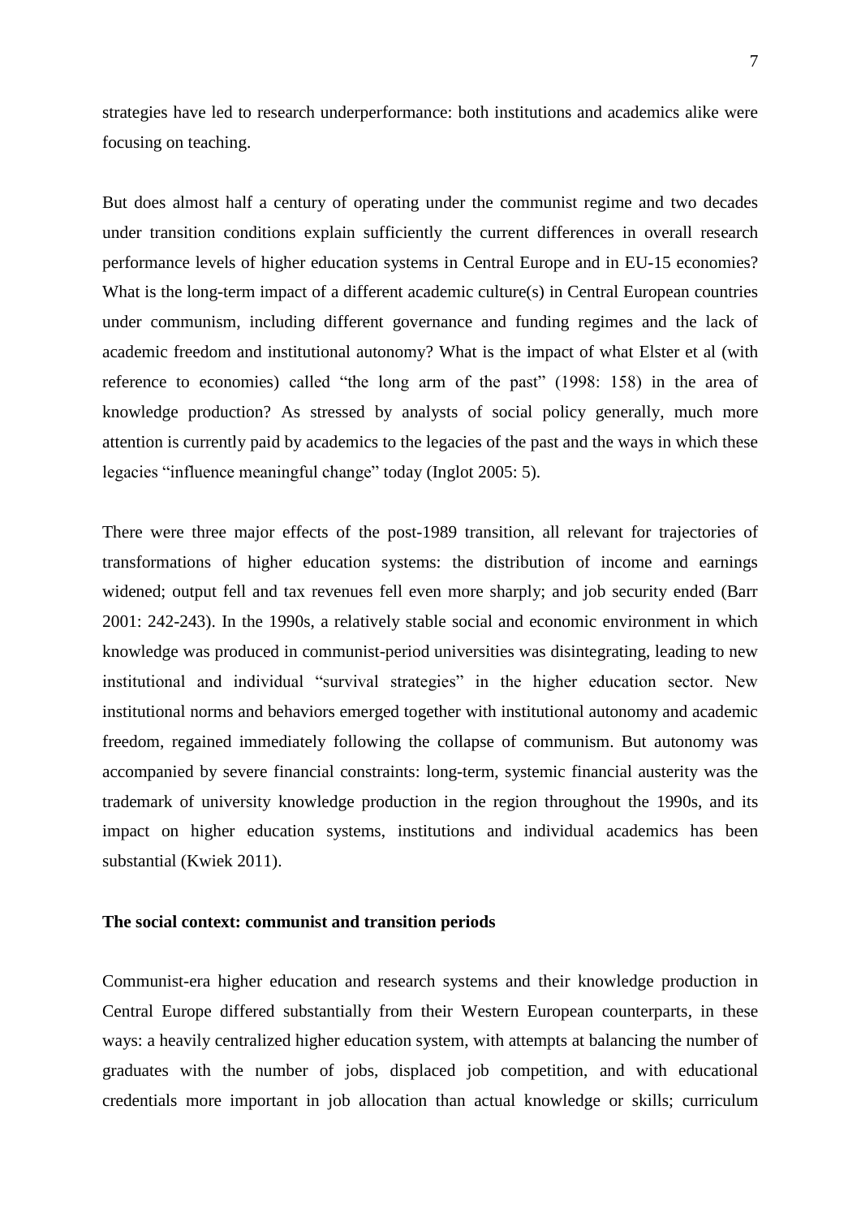strategies have led to research underperformance: both institutions and academics alike were focusing on teaching.

But does almost half a century of operating under the communist regime and two decades under transition conditions explain sufficiently the current differences in overall research performance levels of higher education systems in Central Europe and in EU-15 economies? What is the long-term impact of a different academic culture(s) in Central European countries under communism, including different governance and funding regimes and the lack of academic freedom and institutional autonomy? What is the impact of what Elster et al (with reference to economies) called "the long arm of the past" (1998: 158) in the area of knowledge production? As stressed by analysts of social policy generally, much more attention is currently paid by academics to the legacies of the past and the ways in which these legacies "influence meaningful change" today (Inglot 2005: 5).

There were three major effects of the post-1989 transition, all relevant for trajectories of transformations of higher education systems: the distribution of income and earnings widened; output fell and tax revenues fell even more sharply; and job security ended (Barr 2001: 242-243). In the 1990s, a relatively stable social and economic environment in which knowledge was produced in communist-period universities was disintegrating, leading to new institutional and individual "survival strategies" in the higher education sector. New institutional norms and behaviors emerged together with institutional autonomy and academic freedom, regained immediately following the collapse of communism. But autonomy was accompanied by severe financial constraints: long-term, systemic financial austerity was the trademark of university knowledge production in the region throughout the 1990s, and its impact on higher education systems, institutions and individual academics has been substantial (Kwiek 2011).

**The social context: communist and transition periods**

Communist-era higher education and research systems and their knowledge production in Central Europe differed substantially from their Western European counterparts, in these ways: a heavily centralized higher education system, with attempts at balancing the number of graduates with the number of jobs, displaced job competition, and with educational credentials more important in job allocation than actual knowledge or skills; curriculum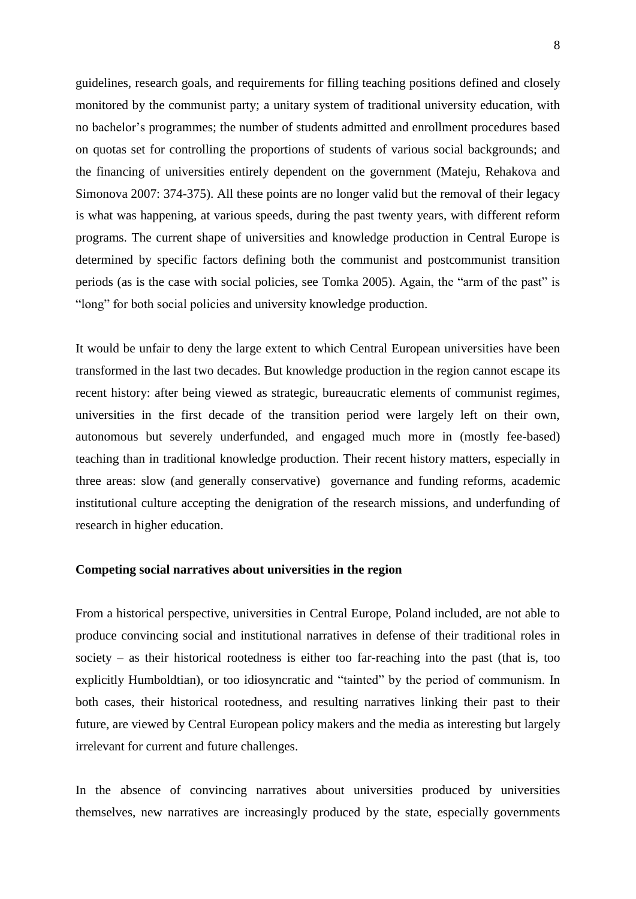guidelines, research goals, and requirements for filling teaching positions defined and closely monitored by the communist party; a unitary system of traditional university education, with no bachelor's programmes; the number of students admitted and enrollment procedures based on quotas set for controlling the proportions of students of various social backgrounds; and the financing of universities entirely dependent on the government (Mateju, Rehakova and Simonova 2007: 374-375). All these points are no longer valid but the removal of their legacy is what was happening, at various speeds, during the past twenty years, with different reform programs. The current shape of universities and knowledge production in Central Europe is determined by specific factors defining both the communist and postcommunist transition periods (as is the case with social policies, see Tomka 2005). Again, the "arm of the past" is "long" for both social policies and university knowledge production.

It would be unfair to deny the large extent to which Central European universities have been transformed in the last two decades. But knowledge production in the region cannot escape its recent history: after being viewed as strategic, bureaucratic elements of communist regimes, universities in the first decade of the transition period were largely left on their own, autonomous but severely underfunded, and engaged much more in (mostly fee-based) teaching than in traditional knowledge production. Their recent history matters, especially in three areas: slow (and generally conservative) governance and funding reforms, academic institutional culture accepting the denigration of the research missions, and underfunding of research in higher education.

**Competing social narratives about universities in the region**

From a historical perspective, universities in Central Europe, Poland included, are not able to produce convincing social and institutional narratives in defense of their traditional roles in society – as their historical rootedness is either too far-reaching into the past (that is, too explicitly Humboldtian), or too idiosyncratic and "tainted" by the period of communism. In both cases, their historical rootedness, and resulting narratives linking their past to their future, are viewed by Central European policy makers and the media as interesting but largely irrelevant for current and future challenges.

In the absence of convincing narratives about universities produced by universities themselves, new narratives are increasingly produced by the state, especially governments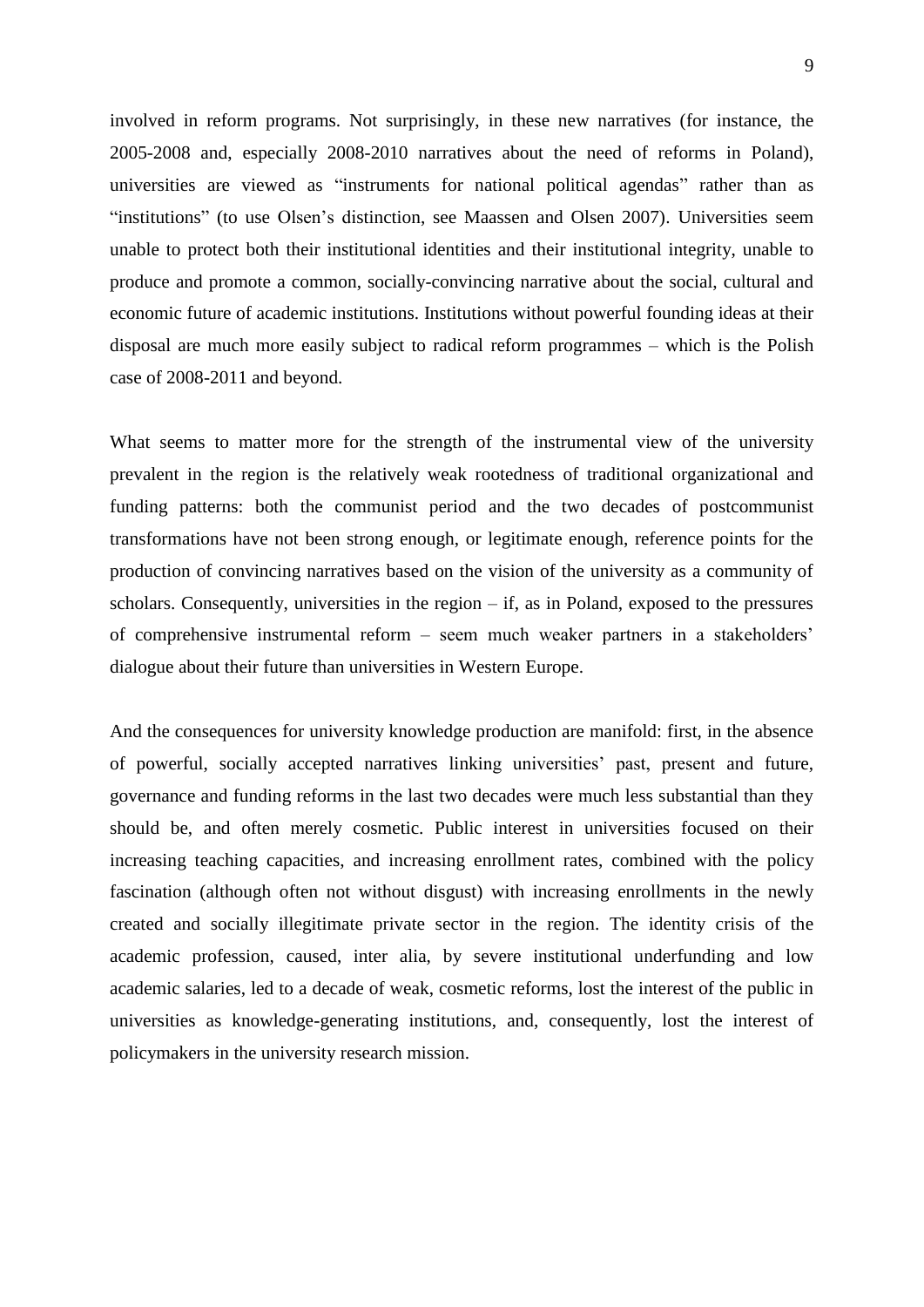involved in reform programs. Not surprisingly, in these new narratives (for instance, the 2005-2008 and, especially 2008-2010 narratives about the need of reforms in Poland), universities are viewed as "instruments for national political agendas" rather than as "institutions" (to use Olsen's distinction, see Maassen and Olsen 2007). Universities seem unable to protect both their institutional identities and their institutional integrity, unable to produce and promote a common, socially-convincing narrative about the social, cultural and economic future of academic institutions. Institutions without powerful founding ideas at their disposal are much more easily subject to radical reform programmes – which is the Polish case of 2008-2011 and beyond.

What seems to matter more for the strength of the instrumental view of the university prevalent in the region is the relatively weak rootedness of traditional organizational and funding patterns: both the communist period and the two decades of postcommunist transformations have not been strong enough, or legitimate enough, reference points for the production of convincing narratives based on the vision of the university as a community of scholars. Consequently, universities in the region – if, as in Poland, exposed to the pressures of comprehensive instrumental reform – seem much weaker partners in a stakeholders' dialogue about their future than universities in Western Europe.

And the consequences for university knowledge production are manifold: first, in the absence of powerful, socially accepted narratives linking universities' past, present and future, governance and funding reforms in the last two decades were much less substantial than they should be, and often merely cosmetic. Public interest in universities focused on their increasing teaching capacities, and increasing enrollment rates, combined with the policy fascination (although often not without disgust) with increasing enrollments in the newly created and socially illegitimate private sector in the region. The identity crisis of the academic profession, caused, inter alia, by severe institutional underfunding and low academic salaries, led to a decade of weak, cosmetic reforms, lost the interest of the public in universities as knowledge-generating institutions, and, consequently, lost the interest of policymakers in the university research mission.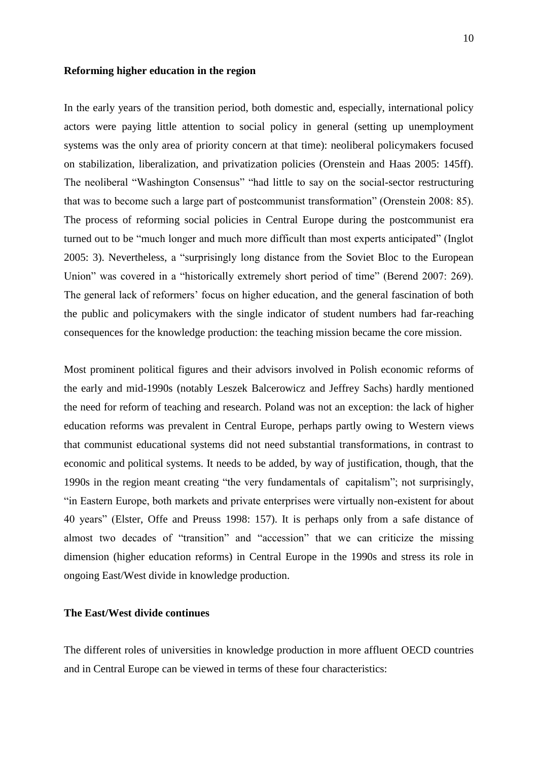**Reforming higher education in the region**

In the early years of the transition period, both domestic and, especially, international policy actors were paying little attention to social policy in general (setting up unemployment systems was the only area of priority concern at that time): neoliberal policymakers focused on stabilization, liberalization, and privatization policies (Orenstein and Haas 2005: 145ff). The neoliberal "Washington Consensus" "had little to say on the social-sector restructuring that was to become such a large part of postcommunist transformation" (Orenstein 2008: 85). The process of reforming social policies in Central Europe during the postcommunist era turned out to be "much longer and much more difficult than most experts anticipated" (Inglot 2005: 3). Nevertheless, a "surprisingly long distance from the Soviet Bloc to the European Union" was covered in a "historically extremely short period of time" (Berend 2007: 269). The general lack of reformers' focus on higher education, and the general fascination of both the public and policymakers with the single indicator of student numbers had far-reaching consequences for the knowledge production: the teaching mission became the core mission.

Most prominent political figures and their advisors involved in Polish economic reforms of the early and mid-1990s (notably Leszek Balcerowicz and Jeffrey Sachs) hardly mentioned the need for reform of teaching and research. Poland was not an exception: the lack of higher education reforms was prevalent in Central Europe, perhaps partly owing to Western views that communist educational systems did not need substantial transformations, in contrast to economic and political systems. It needs to be added, by way of justification, though, that the 1990s in the region meant creating "the very fundamentals of capitalism"; not surprisingly, "in Eastern Europe, both markets and private enterprises were virtually non-existent for about 40 years" (Elster, Offe and Preuss 1998: 157). It is perhaps only from a safe distance of almost two decades of "transition" and "accession" that we can criticize the missing dimension (higher education reforms) in Central Europe in the 1990s and stress its role in ongoing East/West divide in knowledge production.

**The East/West divide continues**

The different roles of universities in knowledge production in more affluent OECD countries and in Central Europe can be viewed in terms of these four characteristics: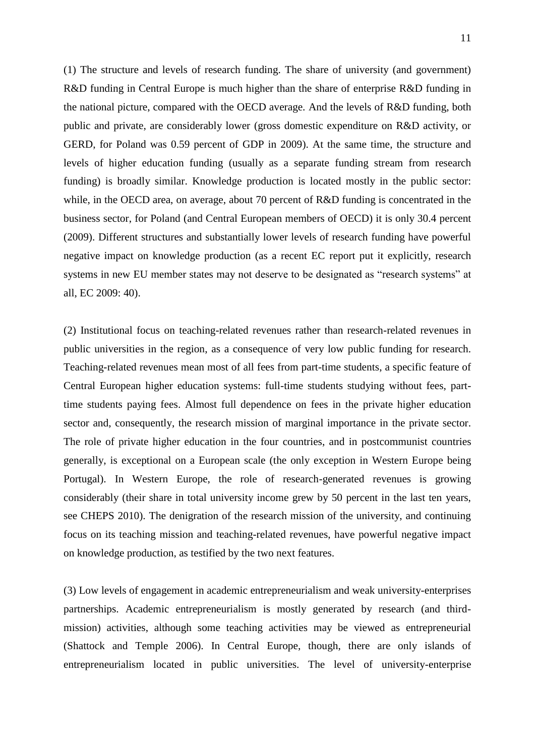(1) The structure and levels of research funding. The share of university (and government) R&D funding in Central Europe is much higher than the share of enterprise R&D funding in the national picture, compared with the OECD average. And the levels of R&D funding, both public and private, are considerably lower (gross domestic expenditure on R&D activity, or GERD, for Poland was 0.59 percent of GDP in 2009). At the same time, the structure and levels of higher education funding (usually as a separate funding stream from research funding) is broadly similar. Knowledge production is located mostly in the public sector: while, in the OECD area, on average, about 70 percent of R&D funding is concentrated in the business sector, for Poland (and Central European members of OECD) it is only 30.4 percent (2009). Different structures and substantially lower levels of research funding have powerful negative impact on knowledge production (as a recent EC report put it explicitly, research systems in new EU member states may not deserve to be designated as "research systems" at all, EC 2009: 40).

(2) Institutional focus on teaching-related revenues rather than research-related revenues in public universities in the region, as a consequence of very low public funding for research. Teaching-related revenues mean most of all fees from part-time students, a specific feature of Central European higher education systems: full-time students studying without fees, part-time students paying fees. Almost full dependence on fees in the private higher education sector and, consequently, the research mission of marginal importance in the private sector. The role of private higher education in the four countries, and in postcommunist countries generally, is exceptional on a European scale (the only exception in Western Europe being Portugal). In Western Europe, the role of research-generated revenues is growing considerably (their share in total university income grew by 50 percent in the last ten years, see CHEPS 2010). The denigration of the research mission of the university, and continuing focus on its teaching mission and teaching-related revenues, have powerful negative impact on knowledge production, as testified by the two next features.

(3) Low levels of engagement in academic entrepreneurialism and weak university-enterprises partnerships. Academic entrepreneurialism is mostly generated by research (and third-mission) activities, although some teaching activities may be viewed as entrepreneurial (Shattock and Temple 2006). In Central Europe, though, there are only islands of entrepreneurialism located in public universities. The level of university-enterprise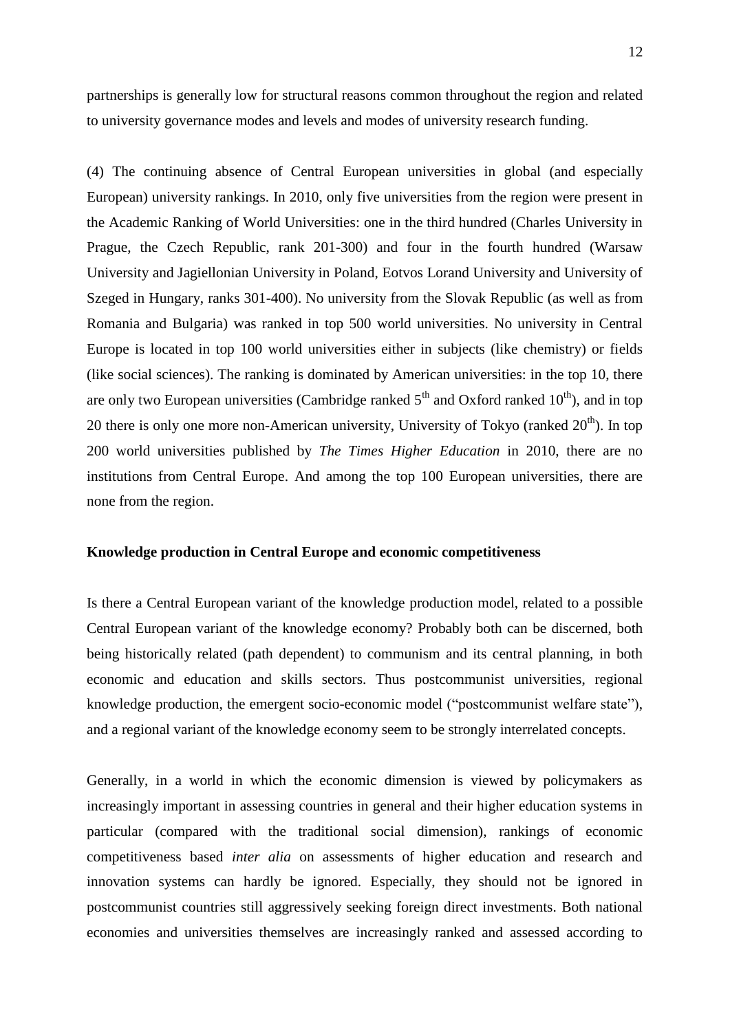partnerships is generally low for structural reasons common throughout the region and related to university governance modes and levels and modes of university research funding.

(4) The continuing absence of Central European universities in global (and especially European) university rankings. In 2010, only five universities from the region were present in the Academic Ranking of World Universities: one in the third hundred (Charles University in Prague, the Czech Republic, rank 201-300) and four in the fourth hundred (Warsaw University and Jagiellonian University in Poland, Eotvos Lorand University and University of Szeged in Hungary, ranks 301-400). No university from the Slovak Republic (as well as from Romania and Bulgaria) was ranked in top 500 world universities. No university in Central Europe is located in top 100 world universities either in subjects (like chemistry) or fields (like social sciences). The ranking is dominated by American universities: in the top 10, there are only two European universities (Cambridge ranked 5th and Oxford ranked 10th), and in top 20 there is only one more non-American university, University of Tokyo (ranked 20th). In top 200 world universities published by *The Times Higher Education* in 2010, there are no institutions from Central Europe. And among the top 100 European universities, there are none from the region.

**Knowledge production in Central Europe and economic competitiveness**

Is there a Central European variant of the knowledge production model, related to a possible Central European variant of the knowledge economy? Probably both can be discerned, both being historically related (path dependent) to communism and its central planning, in both economic and education and skills sectors. Thus postcommunist universities, regional knowledge production, the emergent socio-economic model ("postcommunist welfare state"), and a regional variant of the knowledge economy seem to be strongly interrelated concepts.

Generally, in a world in which the economic dimension is viewed by policymakers as increasingly important in assessing countries in general and their higher education systems in particular (compared with the traditional social dimension), rankings of economic competitiveness based *inter alia* on assessments of higher education and research and innovation systems can hardly be ignored. Especially, they should not be ignored in postcommunist countries still aggressively seeking foreign direct investments. Both national economies and universities themselves are increasingly ranked and assessed according to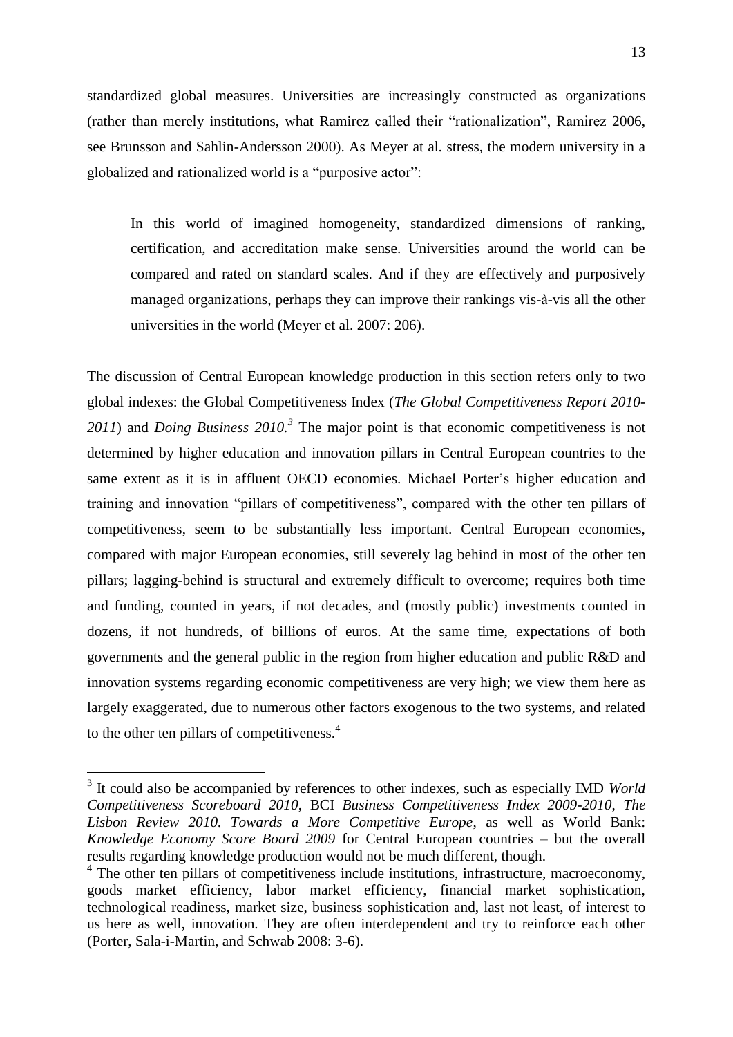standardized global measures. Universities are increasingly constructed as organizations (rather than merely institutions, what Ramirez called their "rationalization", Ramirez 2006, see Brunsson and Sahlin-Andersson 2000). As Meyer at al. stress, the modern university in a globalized and rationalized world is a "purposive actor":

> In this world of imagined homogeneity, standardized dimensions of ranking, certification, and accreditation make sense. Universities around the world can be compared and rated on standard scales. And if they are effectively and purposively managed organizations, perhaps they can improve their rankings vis-à-vis all the other universities in the world (Meyer et al. 2007: 206).

The discussion of Central European knowledge production in this section refers only to two global indexes: the Global Competitiveness Index (*The Global Competitiveness Report 2010-2011*) and *Doing Business 2010.*[3] The major point is that economic competitiveness is not determined by higher education and innovation pillars in Central European countries to the same extent as it is in affluent OECD economies. Michael Porter's higher education and training and innovation "pillars of competitiveness", compared with the other ten pillars of competitiveness, seem to be substantially less important. Central European economies, compared with major European economies, still severely lag behind in most of the other ten pillars; lagging-behind is structural and extremely difficult to overcome; requires both time and funding, counted in years, if not decades, and (mostly public) investments counted in dozens, if not hundreds, of billions of euros. At the same time, expectations of both governments and the general public in the region from higher education and public R&D and innovation systems regarding economic competitiveness are very high; we view them here as largely exaggerated, due to numerous other factors exogenous to the two systems, and related to the other ten pillars of competitiveness.[4]

---

[3] It could also be accompanied by references to other indexes, such as especially IMD *World Competitiveness Scoreboard 2010*, BCI *Business Competitiveness Index 2009-2010*, *The Lisbon Review 2010. Towards a More Competitive Europe*, as well as World Bank: *Knowledge Economy Score Board 2009* for Central European countries – but the overall results regarding knowledge production would not be much different, though.

[4] The other ten pillars of competitiveness include institutions, infrastructure, macroeconomy, goods market efficiency, labor market efficiency, financial market sophistication, technological readiness, market size, business sophistication and, last not least, of interest to us here as well, innovation. They are often interdependent and try to reinforce each other (Porter, Sala-i-Martin, and Schwab 2008: 3-6).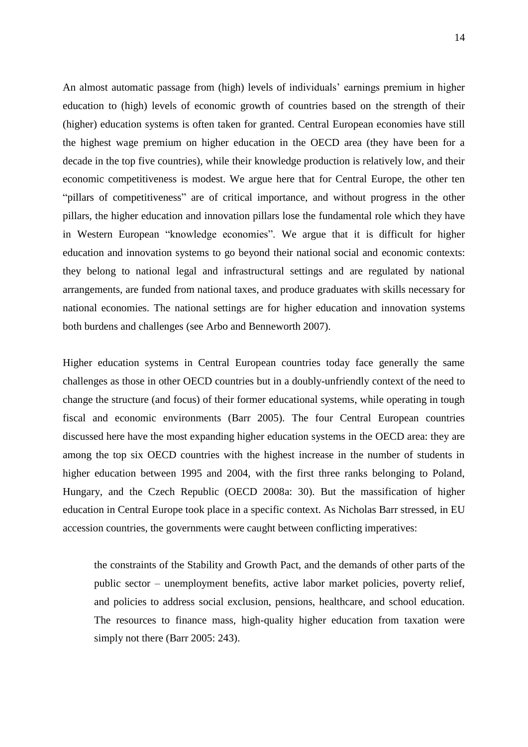An almost automatic passage from (high) levels of individuals' earnings premium in higher education to (high) levels of economic growth of countries based on the strength of their (higher) education systems is often taken for granted. Central European economies have still the highest wage premium on higher education in the OECD area (they have been for a decade in the top five countries), while their knowledge production is relatively low, and their economic competitiveness is modest. We argue here that for Central Europe, the other ten "pillars of competitiveness" are of critical importance, and without progress in the other pillars, the higher education and innovation pillars lose the fundamental role which they have in Western European "knowledge economies". We argue that it is difficult for higher education and innovation systems to go beyond their national social and economic contexts: they belong to national legal and infrastructural settings and are regulated by national arrangements, are funded from national taxes, and produce graduates with skills necessary for national economies. The national settings are for higher education and innovation systems both burdens and challenges (see Arbo and Benneworth 2007).

Higher education systems in Central European countries today face generally the same challenges as those in other OECD countries but in a doubly-unfriendly context of the need to change the structure (and focus) of their former educational systems, while operating in tough fiscal and economic environments (Barr 2005). The four Central European countries discussed here have the most expanding higher education systems in the OECD area: they are among the top six OECD countries with the highest increase in the number of students in higher education between 1995 and 2004, with the first three ranks belonging to Poland, Hungary, and the Czech Republic (OECD 2008a: 30). But the massification of higher education in Central Europe took place in a specific context. As Nicholas Barr stressed, in EU accession countries, the governments were caught between conflicting imperatives:

> the constraints of the Stability and Growth Pact, and the demands of other parts of the public sector – unemployment benefits, active labor market policies, poverty relief, and policies to address social exclusion, pensions, healthcare, and school education. The resources to finance mass, high-quality higher education from taxation were simply not there (Barr 2005: 243).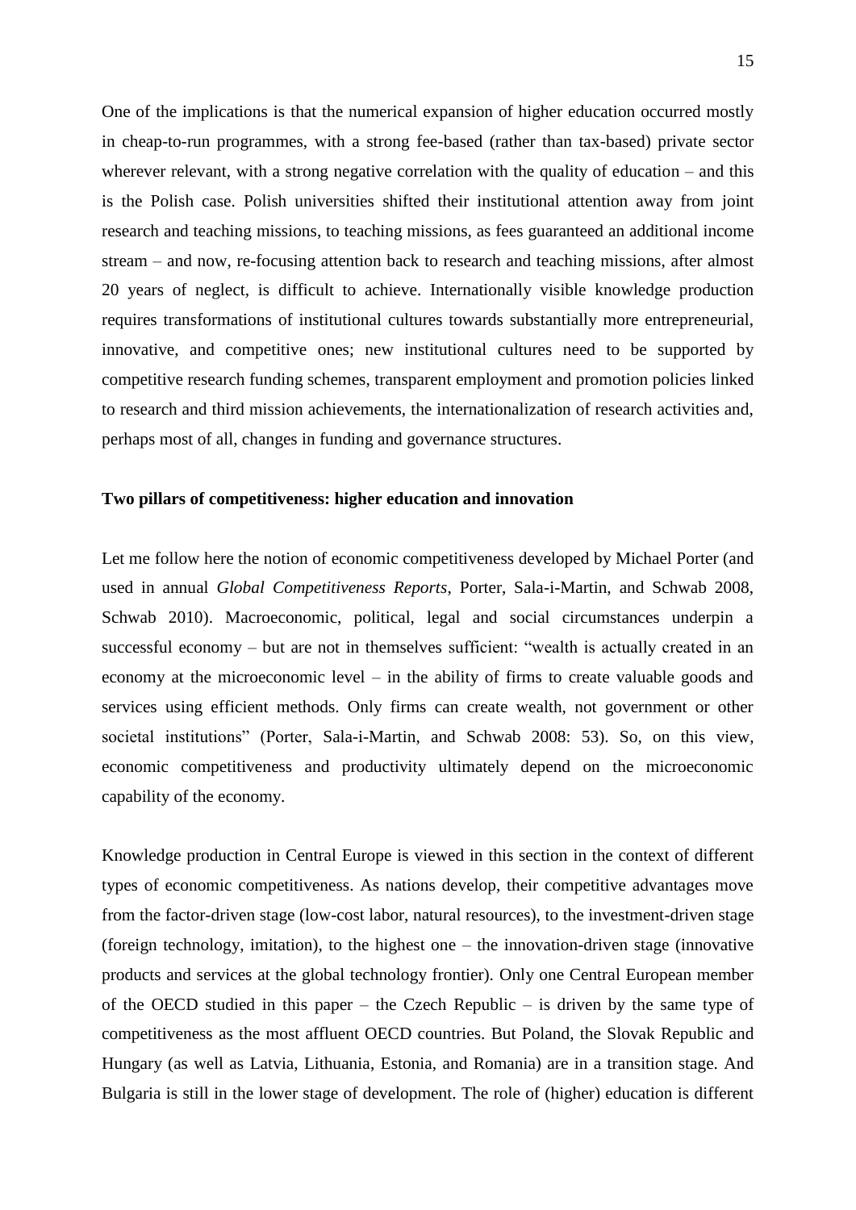One of the implications is that the numerical expansion of higher education occurred mostly in cheap-to-run programmes, with a strong fee-based (rather than tax-based) private sector wherever relevant, with a strong negative correlation with the quality of education – and this is the Polish case. Polish universities shifted their institutional attention away from joint research and teaching missions, to teaching missions, as fees guaranteed an additional income stream – and now, re-focusing attention back to research and teaching missions, after almost 20 years of neglect, is difficult to achieve. Internationally visible knowledge production requires transformations of institutional cultures towards substantially more entrepreneurial, innovative, and competitive ones; new institutional cultures need to be supported by competitive research funding schemes, transparent employment and promotion policies linked to research and third mission achievements, the internationalization of research activities and, perhaps most of all, changes in funding and governance structures.

**Two pillars of competitiveness: higher education and innovation**

Let me follow here the notion of economic competitiveness developed by Michael Porter (and used in annual *Global Competitiveness Reports*, Porter, Sala-i-Martin, and Schwab 2008, Schwab 2010). Macroeconomic, political, legal and social circumstances underpin a successful economy – but are not in themselves sufficient: "wealth is actually created in an economy at the microeconomic level – in the ability of firms to create valuable goods and services using efficient methods. Only firms can create wealth, not government or other societal institutions" (Porter, Sala-i-Martin, and Schwab 2008: 53). So, on this view, economic competitiveness and productivity ultimately depend on the microeconomic capability of the economy.

Knowledge production in Central Europe is viewed in this section in the context of different types of economic competitiveness. As nations develop, their competitive advantages move from the factor-driven stage (low-cost labor, natural resources), to the investment-driven stage (foreign technology, imitation), to the highest one – the innovation-driven stage (innovative products and services at the global technology frontier). Only one Central European member of the OECD studied in this paper – the Czech Republic – is driven by the same type of competitiveness as the most affluent OECD countries. But Poland, the Slovak Republic and Hungary (as well as Latvia, Lithuania, Estonia, and Romania) are in a transition stage. And Bulgaria is still in the lower stage of development. The role of (higher) education is different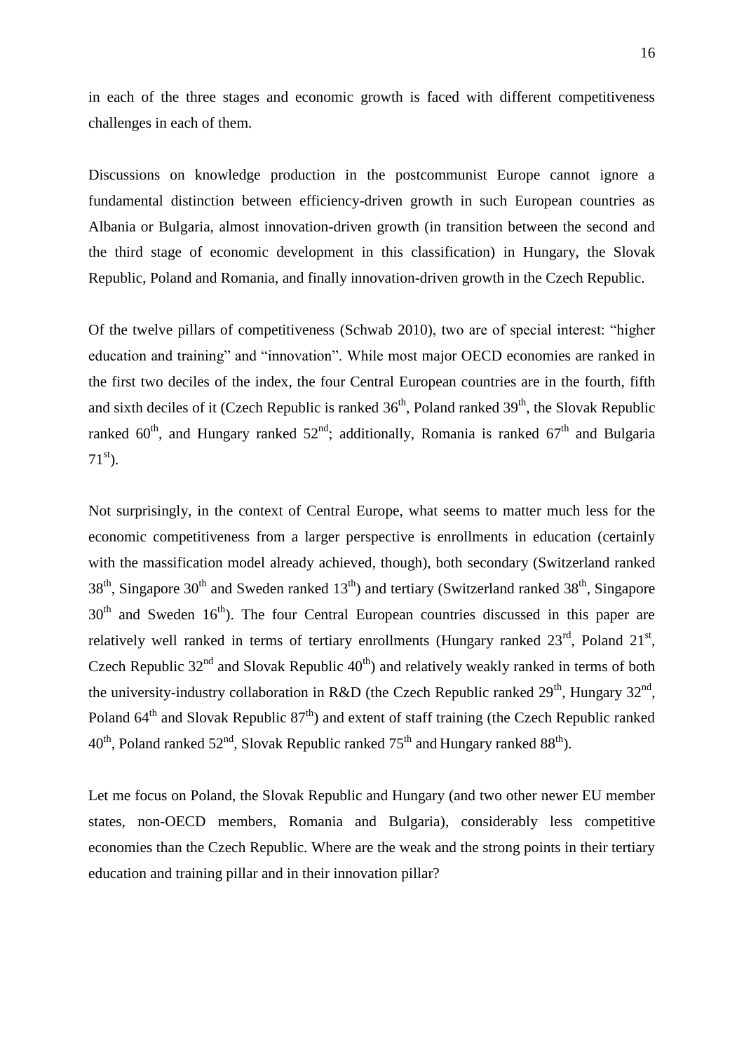in each of the three stages and economic growth is faced with different competitiveness challenges in each of them.

Discussions on knowledge production in the postcommunist Europe cannot ignore a fundamental distinction between efficiency-driven growth in such European countries as Albania or Bulgaria, almost innovation-driven growth (in transition between the second and the third stage of economic development in this classification) in Hungary, the Slovak Republic, Poland and Romania, and finally innovation-driven growth in the Czech Republic.

Of the twelve pillars of competitiveness (Schwab 2010), two are of special interest: "higher education and training" and "innovation". While most major OECD economies are ranked in the first two deciles of the index, the four Central European countries are in the fourth, fifth and sixth deciles of it (Czech Republic is ranked 36th, Poland ranked 39th, the Slovak Republic ranked 60th, and Hungary ranked 52nd; additionally, Romania is ranked 67th and Bulgaria 71st).

Not surprisingly, in the context of Central Europe, what seems to matter much less for the economic competitiveness from a larger perspective is enrollments in education (certainly with the massification model already achieved, though), both secondary (Switzerland ranked 38th, Singapore 30th and Sweden ranked 13th) and tertiary (Switzerland ranked 38th, Singapore 30th and Sweden 16th). The four Central European countries discussed in this paper are relatively well ranked in terms of tertiary enrollments (Hungary ranked 23rd, Poland 21st, Czech Republic 32nd and Slovak Republic 40th) and relatively weakly ranked in terms of both the university-industry collaboration in R&D (the Czech Republic ranked 29th, Hungary 32nd, Poland 64th and Slovak Republic 87th) and extent of staff training (the Czech Republic ranked 40th, Poland ranked 52nd, Slovak Republic ranked 75th and Hungary ranked 88th).

Let me focus on Poland, the Slovak Republic and Hungary (and two other newer EU member states, non-OECD members, Romania and Bulgaria), considerably less competitive economies than the Czech Republic. Where are the weak and the strong points in their tertiary education and training pillar and in their innovation pillar?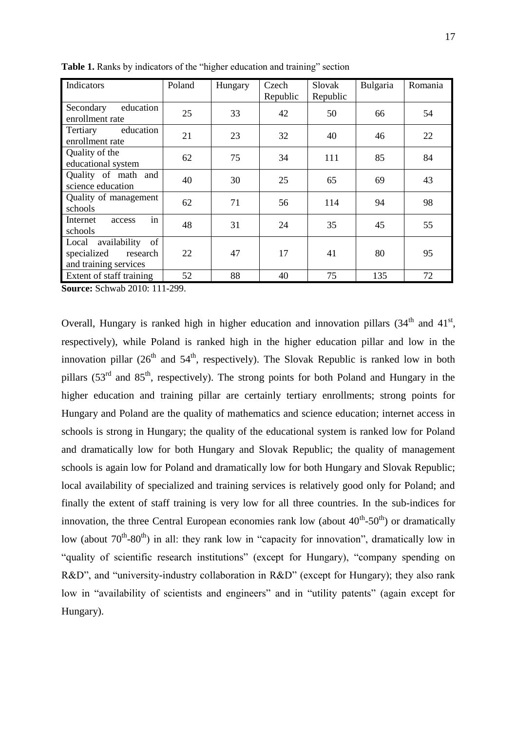**Table 1.** Ranks by indicators of the "higher education and training" section

| Indicators | Poland | Hungary | Czech Republic | Slovak Republic | Bulgaria | Romania |
|---|---|---|---|---|---|---|
| Secondary education enrollment rate | 25 | 33 | 42 | 50 | 66 | 54 |
| Tertiary education enrollment rate | 21 | 23 | 32 | 40 | 46 | 22 |
| Quality of the educational system | 62 | 75 | 34 | 111 | 85 | 84 |
| Quality of math and science education | 40 | 30 | 25 | 65 | 69 | 43 |
| Quality of management schools | 62 | 71 | 56 | 114 | 94 | 98 |
| Internet access in schools | 48 | 31 | 24 | 35 | 45 | 55 |
| Local availability of specialized research and training services | 22 | 47 | 17 | 41 | 80 | 95 |
| Extent of staff training | 52 | 88 | 40 | 75 | 135 | 72 |

**Source:** Schwab 2010: 111-299.

Overall, Hungary is ranked high in higher education and innovation pillars (34th and 41st, respectively), while Poland is ranked high in the higher education pillar and low in the innovation pillar (26th and 54th, respectively). The Slovak Republic is ranked low in both pillars (53rd and 85th, respectively). The strong points for both Poland and Hungary in the higher education and training pillar are certainly tertiary enrollments; strong points for Hungary and Poland are the quality of mathematics and science education; internet access in schools is strong in Hungary; the quality of the educational system is ranked low for Poland and dramatically low for both Hungary and Slovak Republic; the quality of management schools is again low for Poland and dramatically low for both Hungary and Slovak Republic; local availability of specialized and training services is relatively good only for Poland; and finally the extent of staff training is very low for all three countries. In the sub-indices for innovation, the three Central European economies rank low (about 40th-50th) or dramatically low (about 70th-80th) in all: they rank low in "capacity for innovation", dramatically low in "quality of scientific research institutions" (except for Hungary), "company spending on R&D", and "university-industry collaboration in R&D" (except for Hungary); they also rank low in "availability of scientists and engineers" and in "utility patents" (again except for Hungary).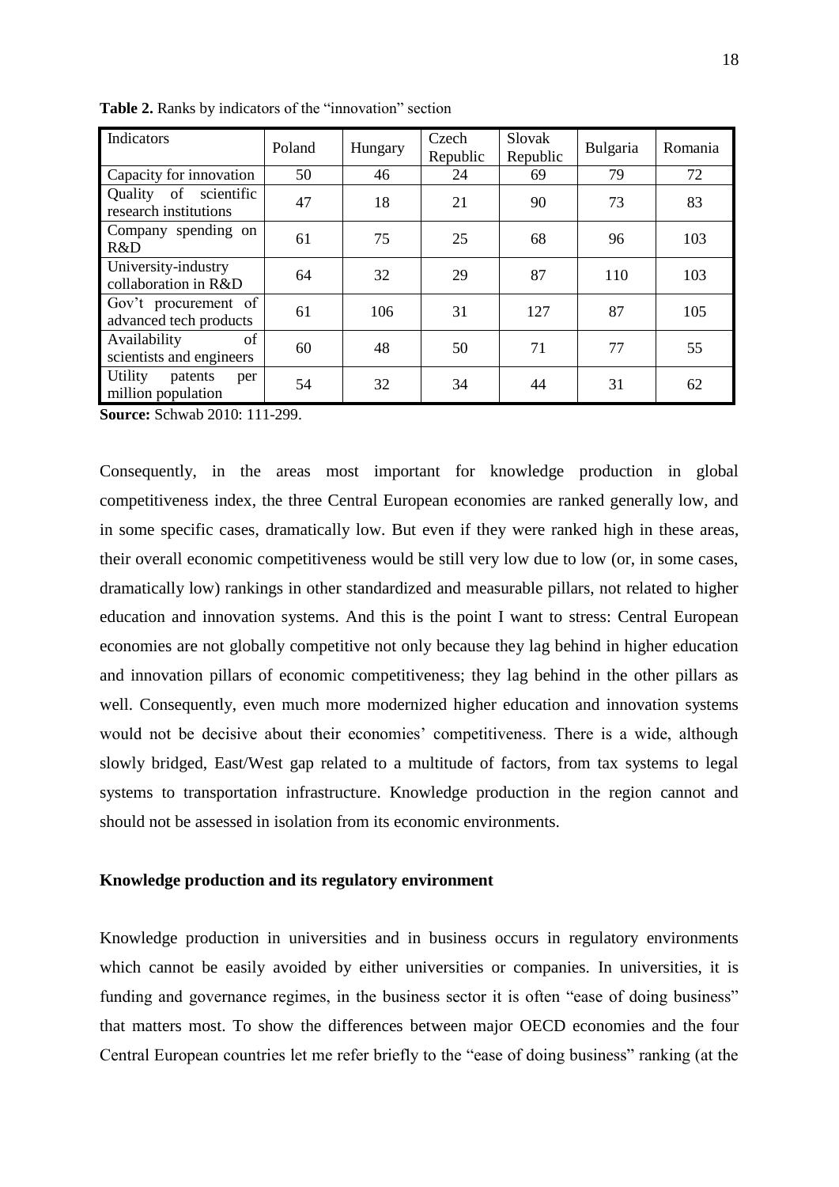**Table 2.** Ranks by indicators of the "innovation" section

| Indicators | Poland | Hungary | Czech Republic | Slovak Republic | Bulgaria | Romania |
|---|---|---|---|---|---|---|
| Capacity for innovation | 50 | 46 | 24 | 69 | 79 | 72 |
| Quality of scientific research institutions | 47 | 18 | 21 | 90 | 73 | 83 |
| Company spending on R&D | 61 | 75 | 25 | 68 | 96 | 103 |
| University-industry collaboration in R&D | 64 | 32 | 29 | 87 | 110 | 103 |
| Gov't procurement of advanced tech products | 61 | 106 | 31 | 127 | 87 | 105 |
| Availability of scientists and engineers | 60 | 48 | 50 | 71 | 77 | 55 |
| Utility patents per million population | 54 | 32 | 34 | 44 | 31 | 62 |

**Source:** Schwab 2010: 111-299.

Consequently, in the areas most important for knowledge production in global competitiveness index, the three Central European economies are ranked generally low, and in some specific cases, dramatically low. But even if they were ranked high in these areas, their overall economic competitiveness would be still very low due to low (or, in some cases, dramatically low) rankings in other standardized and measurable pillars, not related to higher education and innovation systems. And this is the point I want to stress: Central European economies are not globally competitive not only because they lag behind in higher education and innovation pillars of economic competitiveness; they lag behind in the other pillars as well. Consequently, even much more modernized higher education and innovation systems would not be decisive about their economies' competitiveness. There is a wide, although slowly bridged, East/West gap related to a multitude of factors, from tax systems to legal systems to transportation infrastructure. Knowledge production in the region cannot and should not be assessed in isolation from its economic environments.

**Knowledge production and its regulatory environment**

Knowledge production in universities and in business occurs in regulatory environments which cannot be easily avoided by either universities or companies. In universities, it is funding and governance regimes, in the business sector it is often "ease of doing business" that matters most. To show the differences between major OECD economies and the four Central European countries let me refer briefly to the "ease of doing business" ranking (at the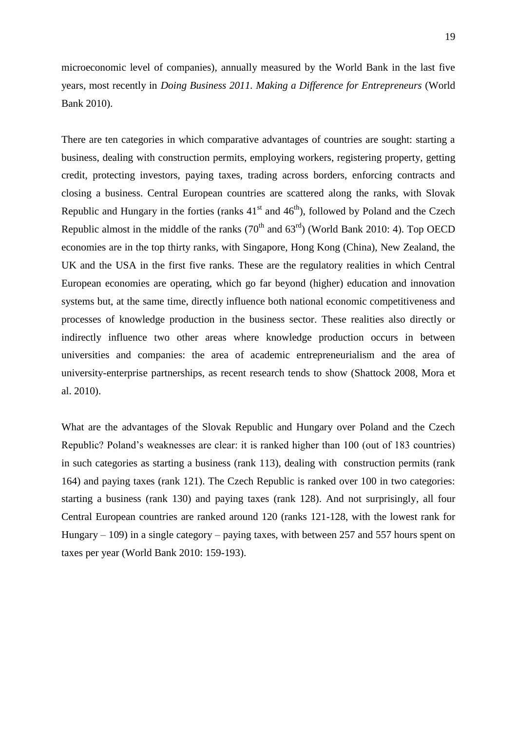microeconomic level of companies), annually measured by the World Bank in the last five years, most recently in *Doing Business 2011. Making a Difference for Entrepreneurs* (World Bank 2010).

There are ten categories in which comparative advantages of countries are sought: starting a business, dealing with construction permits, employing workers, registering property, getting credit, protecting investors, paying taxes, trading across borders, enforcing contracts and closing a business. Central European countries are scattered along the ranks, with Slovak Republic and Hungary in the forties (ranks 41st and 46th), followed by Poland and the Czech Republic almost in the middle of the ranks (70th and 63rd) (World Bank 2010: 4). Top OECD economies are in the top thirty ranks, with Singapore, Hong Kong (China), New Zealand, the UK and the USA in the first five ranks. These are the regulatory realities in which Central European economies are operating, which go far beyond (higher) education and innovation systems but, at the same time, directly influence both national economic competitiveness and processes of knowledge production in the business sector. These realities also directly or indirectly influence two other areas where knowledge production occurs in between universities and companies: the area of academic entrepreneurialism and the area of university-enterprise partnerships, as recent research tends to show (Shattock 2008, Mora et al. 2010).

What are the advantages of the Slovak Republic and Hungary over Poland and the Czech Republic? Poland's weaknesses are clear: it is ranked higher than 100 (out of 183 countries) in such categories as starting a business (rank 113), dealing with construction permits (rank 164) and paying taxes (rank 121). The Czech Republic is ranked over 100 in two categories: starting a business (rank 130) and paying taxes (rank 128). And not surprisingly, all four Central European countries are ranked around 120 (ranks 121-128, with the lowest rank for Hungary – 109) in a single category – paying taxes, with between 257 and 557 hours spent on taxes per year (World Bank 2010: 159-193).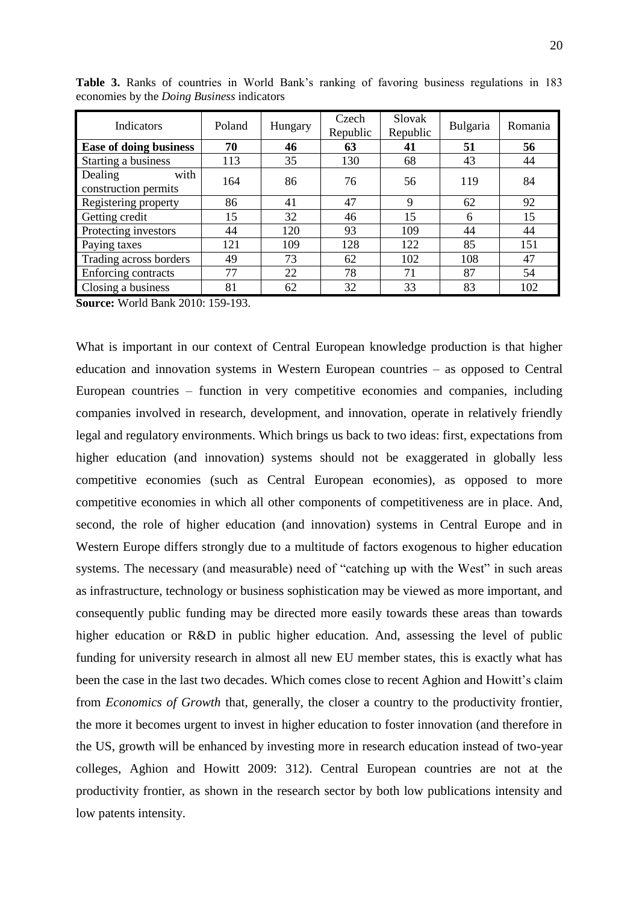**Table 3.** Ranks of countries in World Bank's ranking of favoring business regulations in 183 economies by the *Doing Business* indicators

| Indicators | Poland | Hungary | Czech Republic | Slovak Republic | Bulgaria | Romania |
|---|---|---|---|---|---|---|
| **Ease of doing business** | **70** | **46** | **63** | **41** | **51** | **56** |
| Starting a business | 113 | 35 | 130 | 68 | 43 | 44 |
| Dealing with construction permits | 164 | 86 | 76 | 56 | 119 | 84 |
| Registering property | 86 | 41 | 47 | 9 | 62 | 92 |
| Getting credit | 15 | 32 | 46 | 15 | 6 | 15 |
| Protecting investors | 44 | 120 | 93 | 109 | 44 | 44 |
| Paying taxes | 121 | 109 | 128 | 122 | 85 | 151 |
| Trading across borders | 49 | 73 | 62 | 102 | 108 | 47 |
| Enforcing contracts | 77 | 22 | 78 | 71 | 87 | 54 |
| Closing a business | 81 | 62 | 32 | 33 | 83 | 102 |

**Source:** World Bank 2010: 159-193.

What is important in our context of Central European knowledge production is that higher education and innovation systems in Western European countries – as opposed to Central European countries – function in very competitive economies and companies, including companies involved in research, development, and innovation, operate in relatively friendly legal and regulatory environments. Which brings us back to two ideas: first, expectations from higher education (and innovation) systems should not be exaggerated in globally less competitive economies (such as Central European economies), as opposed to more competitive economies in which all other components of competitiveness are in place. And, second, the role of higher education (and innovation) systems in Central Europe and in Western Europe differs strongly due to a multitude of factors exogenous to higher education systems. The necessary (and measurable) need of "catching up with the West" in such areas as infrastructure, technology or business sophistication may be viewed as more important, and consequently public funding may be directed more easily towards these areas than towards higher education or R&D in public higher education. And, assessing the level of public funding for university research in almost all new EU member states, this is exactly what has been the case in the last two decades. Which comes close to recent Aghion and Howitt's claim from *Economics of Growth* that, generally, the closer a country to the productivity frontier, the more it becomes urgent to invest in higher education to foster innovation (and therefore in the US, growth will be enhanced by investing more in research education instead of two-year colleges, Aghion and Howitt 2009: 312). Central European countries are not at the productivity frontier, as shown in the research sector by both low publications intensity and low patents intensity.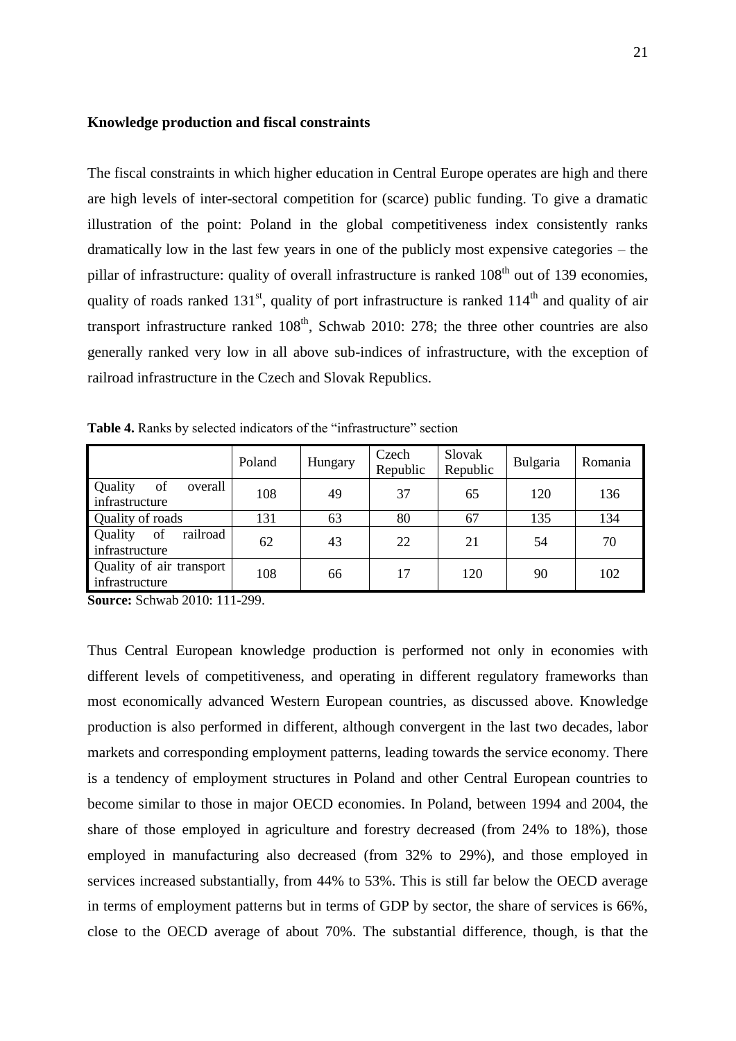**Knowledge production and fiscal constraints**

The fiscal constraints in which higher education in Central Europe operates are high and there are high levels of inter-sectoral competition for (scarce) public funding. To give a dramatic illustration of the point: Poland in the global competitiveness index consistently ranks dramatically low in the last few years in one of the publicly most expensive categories – the pillar of infrastructure: quality of overall infrastructure is ranked 108th out of 139 economies, quality of roads ranked 131st, quality of port infrastructure is ranked 114th and quality of air transport infrastructure ranked 108th, Schwab 2010: 278; the three other countries are also generally ranked very low in all above sub-indices of infrastructure, with the exception of railroad infrastructure in the Czech and Slovak Republics.

**Table 4.** Ranks by selected indicators of the "infrastructure" section

| | Poland | Hungary | Czech Republic | Slovak Republic | Bulgaria | Romania |
|---|---|---|---|---|---|---|
| Quality of overall infrastructure | 108 | 49 | 37 | 65 | 120 | 136 |
| Quality of roads | 131 | 63 | 80 | 67 | 135 | 134 |
| Quality of railroad infrastructure | 62 | 43 | 22 | 21 | 54 | 70 |
| Quality of air transport infrastructure | 108 | 66 | 17 | 120 | 90 | 102 |

**Source:** Schwab 2010: 111-299.

Thus Central European knowledge production is performed not only in economies with different levels of competitiveness, and operating in different regulatory frameworks than most economically advanced Western European countries, as discussed above. Knowledge production is also performed in different, although convergent in the last two decades, labor markets and corresponding employment patterns, leading towards the service economy. There is a tendency of employment structures in Poland and other Central European countries to become similar to those in major OECD economies. In Poland, between 1994 and 2004, the share of those employed in agriculture and forestry decreased (from 24% to 18%), those employed in manufacturing also decreased (from 32% to 29%), and those employed in services increased substantially, from 44% to 53%. This is still far below the OECD average in terms of employment patterns but in terms of GDP by sector, the share of services is 66%, close to the OECD average of about 70%. The substantial difference, though, is that the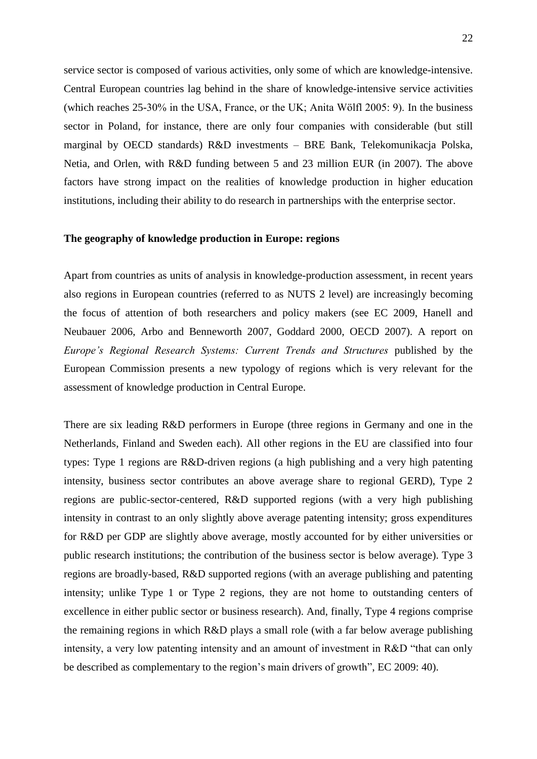service sector is composed of various activities, only some of which are knowledge-intensive. Central European countries lag behind in the share of knowledge-intensive service activities (which reaches 25-30% in the USA, France, or the UK; Anita Wölfl 2005: 9). In the business sector in Poland, for instance, there are only four companies with considerable (but still marginal by OECD standards) R&D investments – BRE Bank, Telekomunikacja Polska, Netia, and Orlen, with R&D funding between 5 and 23 million EUR (in 2007). The above factors have strong impact on the realities of knowledge production in higher education institutions, including their ability to do research in partnerships with the enterprise sector.

**The geography of knowledge production in Europe: regions**

Apart from countries as units of analysis in knowledge-production assessment, in recent years also regions in European countries (referred to as NUTS 2 level) are increasingly becoming the focus of attention of both researchers and policy makers (see EC 2009, Hanell and Neubauer 2006, Arbo and Benneworth 2007, Goddard 2000, OECD 2007). A report on *Europe's Regional Research Systems: Current Trends and Structures* published by the European Commission presents a new typology of regions which is very relevant for the assessment of knowledge production in Central Europe.

There are six leading R&D performers in Europe (three regions in Germany and one in the Netherlands, Finland and Sweden each). All other regions in the EU are classified into four types: Type 1 regions are R&D-driven regions (a high publishing and a very high patenting intensity, business sector contributes an above average share to regional GERD), Type 2 regions are public-sector-centered, R&D supported regions (with a very high publishing intensity in contrast to an only slightly above average patenting intensity; gross expenditures for R&D per GDP are slightly above average, mostly accounted for by either universities or public research institutions; the contribution of the business sector is below average). Type 3 regions are broadly-based, R&D supported regions (with an average publishing and patenting intensity; unlike Type 1 or Type 2 regions, they are not home to outstanding centers of excellence in either public sector or business research). And, finally, Type 4 regions comprise the remaining regions in which R&D plays a small role (with a far below average publishing intensity, a very low patenting intensity and an amount of investment in R&D "that can only be described as complementary to the region's main drivers of growth", EC 2009: 40).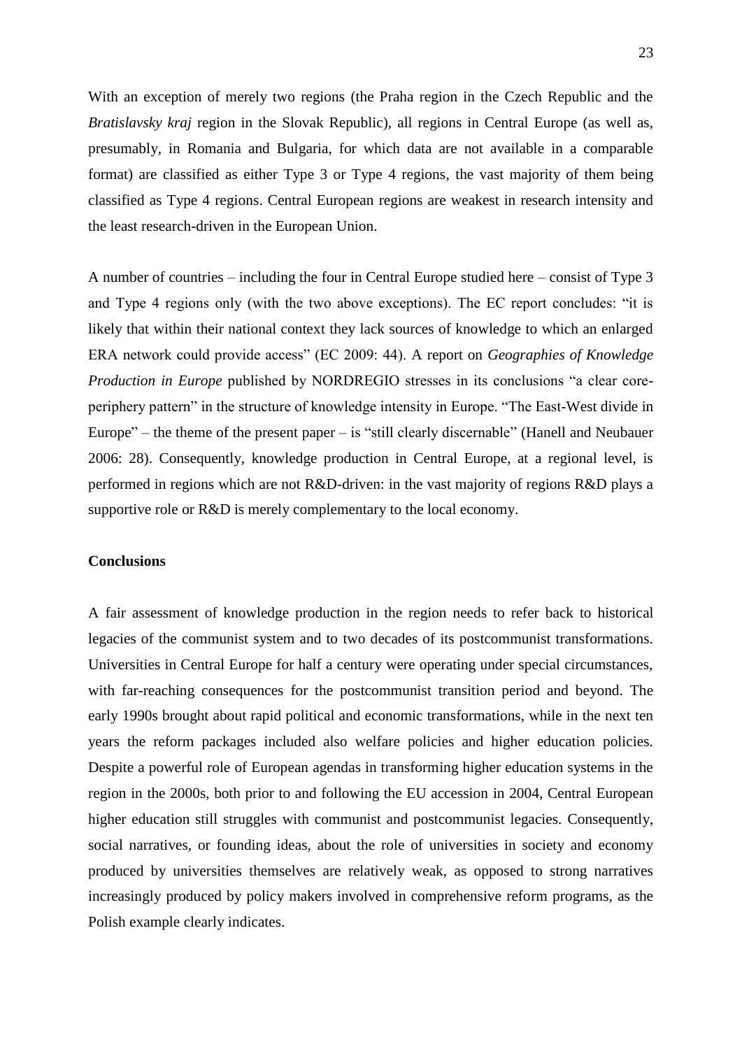With an exception of merely two regions (the Praha region in the Czech Republic and the *Bratislavsky kraj* region in the Slovak Republic), all regions in Central Europe (as well as, presumably, in Romania and Bulgaria, for which data are not available in a comparable format) are classified as either Type 3 or Type 4 regions, the vast majority of them being classified as Type 4 regions. Central European regions are weakest in research intensity and the least research-driven in the European Union.

A number of countries – including the four in Central Europe studied here – consist of Type 3 and Type 4 regions only (with the two above exceptions). The EC report concludes: "it is likely that within their national context they lack sources of knowledge to which an enlarged ERA network could provide access" (EC 2009: 44). A report on *Geographies of Knowledge Production in Europe* published by NORDREGIO stresses in its conclusions "a clear core-periphery pattern" in the structure of knowledge intensity in Europe. "The East-West divide in Europe" – the theme of the present paper – is "still clearly discernable" (Hanell and Neubauer 2006: 28). Consequently, knowledge production in Central Europe, at a regional level, is performed in regions which are not R&D-driven: in the vast majority of regions R&D plays a supportive role or R&D is merely complementary to the local economy.

**Conclusions**

A fair assessment of knowledge production in the region needs to refer back to historical legacies of the communist system and to two decades of its postcommunist transformations. Universities in Central Europe for half a century were operating under special circumstances, with far-reaching consequences for the postcommunist transition period and beyond. The early 1990s brought about rapid political and economic transformations, while in the next ten years the reform packages included also welfare policies and higher education policies. Despite a powerful role of European agendas in transforming higher education systems in the region in the 2000s, both prior to and following the EU accession in 2004, Central European higher education still struggles with communist and postcommunist legacies. Consequently, social narratives, or founding ideas, about the role of universities in society and economy produced by universities themselves are relatively weak, as opposed to strong narratives increasingly produced by policy makers involved in comprehensive reform programs, as the Polish example clearly indicates.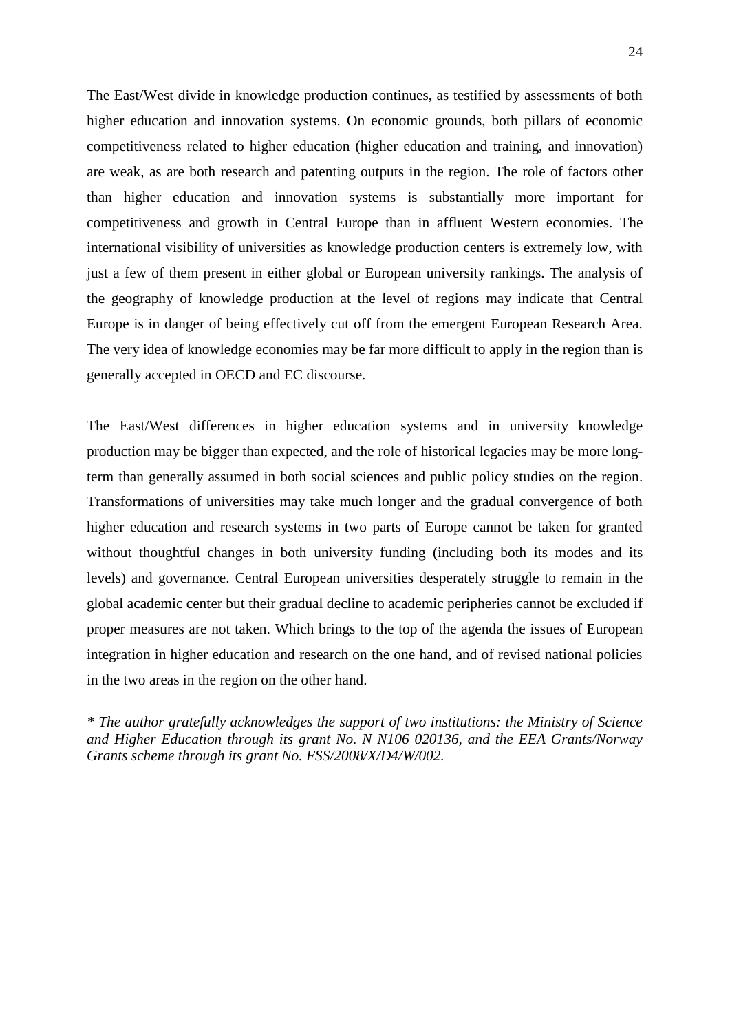The East/West divide in knowledge production continues, as testified by assessments of both higher education and innovation systems. On economic grounds, both pillars of economic competitiveness related to higher education (higher education and training, and innovation) are weak, as are both research and patenting outputs in the region. The role of factors other than higher education and innovation systems is substantially more important for competitiveness and growth in Central Europe than in affluent Western economies. The international visibility of universities as knowledge production centers is extremely low, with just a few of them present in either global or European university rankings. The analysis of the geography of knowledge production at the level of regions may indicate that Central Europe is in danger of being effectively cut off from the emergent European Research Area. The very idea of knowledge economies may be far more difficult to apply in the region than is generally accepted in OECD and EC discourse.

The East/West differences in higher education systems and in university knowledge production may be bigger than expected, and the role of historical legacies may be more long-term than generally assumed in both social sciences and public policy studies on the region. Transformations of universities may take much longer and the gradual convergence of both higher education and research systems in two parts of Europe cannot be taken for granted without thoughtful changes in both university funding (including both its modes and its levels) and governance. Central European universities desperately struggle to remain in the global academic center but their gradual decline to academic peripheries cannot be excluded if proper measures are not taken. Which brings to the top of the agenda the issues of European integration in higher education and research on the one hand, and of revised national policies in the two areas in the region on the other hand.

*\* The author gratefully acknowledges the support of two institutions: the Ministry of Science and Higher Education through its grant No. N N106 020136, and the EEA Grants/Norway Grants scheme through its grant No. FSS/2008/X/D4/W/002.*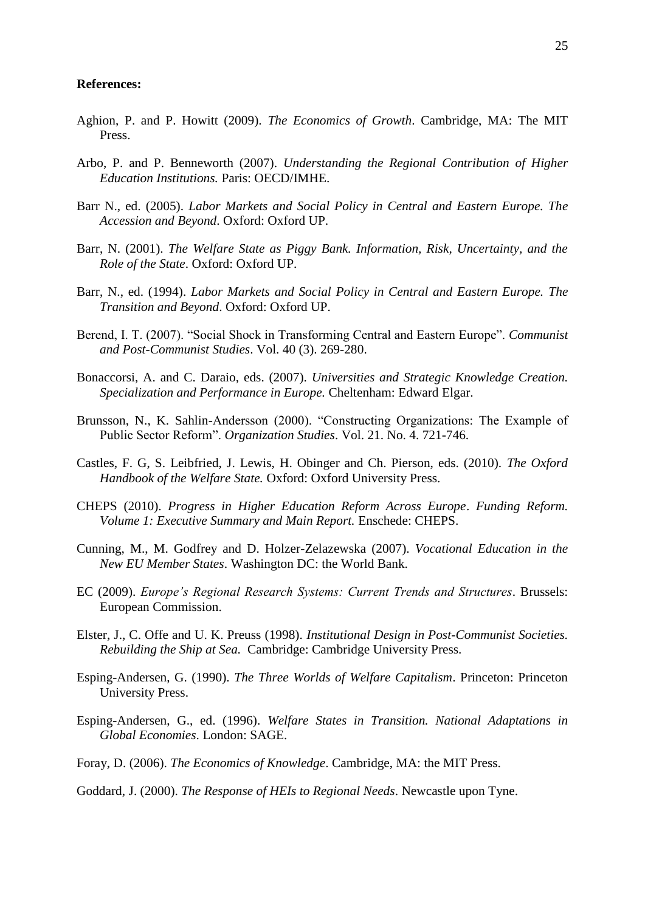**References:**

Aghion, P. and P. Howitt (2009). *The Economics of Growth*. Cambridge, MA: The MIT Press.

Arbo, P. and P. Benneworth (2007). *Understanding the Regional Contribution of Higher Education Institutions.* Paris: OECD/IMHE.

Barr N., ed. (2005). *Labor Markets and Social Policy in Central and Eastern Europe. The Accession and Beyond*. Oxford: Oxford UP.

Barr, N. (2001). *The Welfare State as Piggy Bank. Information, Risk, Uncertainty, and the Role of the State*. Oxford: Oxford UP.

Barr, N., ed. (1994). *Labor Markets and Social Policy in Central and Eastern Europe. The Transition and Beyond*. Oxford: Oxford UP.

Berend, I. T. (2007). "Social Shock in Transforming Central and Eastern Europe". *Communist and Post-Communist Studies*. Vol. 40 (3). 269-280.

Bonaccorsi, A. and C. Daraio, eds. (2007). *Universities and Strategic Knowledge Creation. Specialization and Performance in Europe.* Cheltenham: Edward Elgar.

Brunsson, N., K. Sahlin-Andersson (2000). "Constructing Organizations: The Example of Public Sector Reform". *Organization Studies*. Vol. 21. No. 4. 721-746.

Castles, F. G, S. Leibfried, J. Lewis, H. Obinger and Ch. Pierson, eds. (2010). *The Oxford Handbook of the Welfare State.* Oxford: Oxford University Press.

CHEPS (2010). *Progress in Higher Education Reform Across Europe*. *Funding Reform. Volume 1: Executive Summary and Main Report.* Enschede: CHEPS.

Cunning, M., M. Godfrey and D. Holzer-Zelazewska (2007). *Vocational Education in the New EU Member States*. Washington DC: the World Bank.

EC (2009). *Europe's Regional Research Systems: Current Trends and Structures*. Brussels: European Commission.

Elster, J., C. Offe and U. K. Preuss (1998). *Institutional Design in Post-Communist Societies. Rebuilding the Ship at Sea.* Cambridge: Cambridge University Press.

Esping-Andersen, G. (1990). *The Three Worlds of Welfare Capitalism*. Princeton: Princeton University Press.

Esping-Andersen, G., ed. (1996). *Welfare States in Transition. National Adaptations in Global Economies*. London: SAGE.

Foray, D. (2006). *The Economics of Knowledge*. Cambridge, MA: the MIT Press.

Goddard, J. (2000). *The Response of HEIs to Regional Needs*. Newcastle upon Tyne.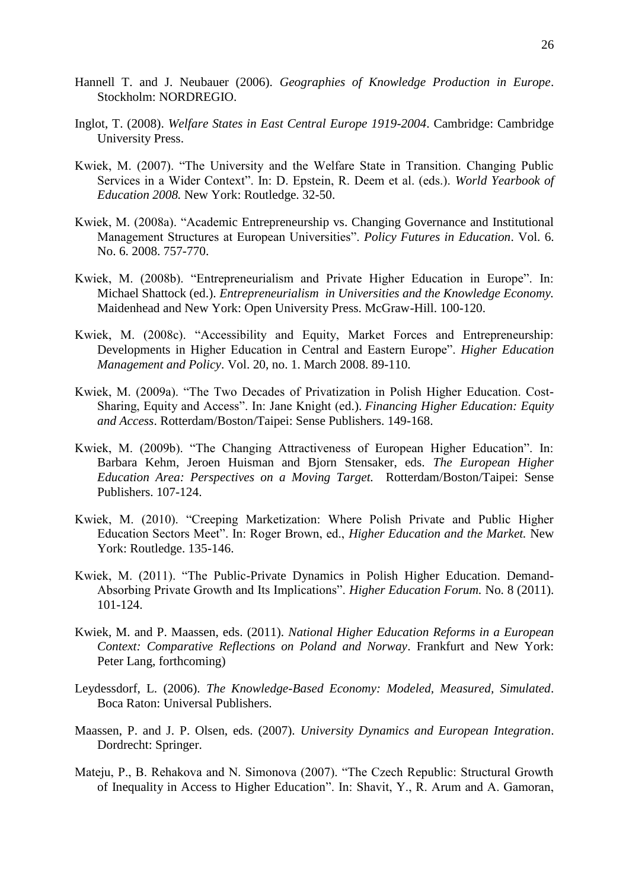Hannell T. and J. Neubauer (2006). *Geographies of Knowledge Production in Europe*. Stockholm: NORDREGIO.

Inglot, T. (2008). *Welfare States in East Central Europe 1919-2004*. Cambridge: Cambridge University Press.

Kwiek, M. (2007). "The University and the Welfare State in Transition. Changing Public Services in a Wider Context". In: D. Epstein, R. Deem et al. (eds.). *World Yearbook of Education 2008.* New York: Routledge. 32-50.

Kwiek, M. (2008a). "Academic Entrepreneurship vs. Changing Governance and Institutional Management Structures at European Universities". *Policy Futures in Education*. Vol. 6. No. 6. 2008. 757-770.

Kwiek, M. (2008b). "Entrepreneurialism and Private Higher Education in Europe". In: Michael Shattock (ed.). *Entrepreneurialism in Universities and the Knowledge Economy.* Maidenhead and New York: Open University Press. McGraw-Hill. 100-120.

Kwiek, M. (2008c). "Accessibility and Equity, Market Forces and Entrepreneurship: Developments in Higher Education in Central and Eastern Europe". *Higher Education Management and Policy*. Vol. 20, no. 1. March 2008. 89-110.

Kwiek, M. (2009a). "The Two Decades of Privatization in Polish Higher Education. Cost-Sharing, Equity and Access". In: Jane Knight (ed.). *Financing Higher Education: Equity and Access*. Rotterdam/Boston/Taipei: Sense Publishers. 149-168.

Kwiek, M. (2009b). "The Changing Attractiveness of European Higher Education". In: Barbara Kehm, Jeroen Huisman and Bjorn Stensaker, eds. *The European Higher Education Area: Perspectives on a Moving Target.* Rotterdam/Boston/Taipei: Sense Publishers. 107-124.

Kwiek, M. (2010). "Creeping Marketization: Where Polish Private and Public Higher Education Sectors Meet". In: Roger Brown, ed., *Higher Education and the Market.* New York: Routledge. 135-146.

Kwiek, M. (2011). "The Public-Private Dynamics in Polish Higher Education. Demand-Absorbing Private Growth and Its Implications". *Higher Education Forum.* No. 8 (2011). 101-124.

Kwiek, M. and P. Maassen, eds. (2011). *National Higher Education Reforms in a European Context: Comparative Reflections on Poland and Norway*. Frankfurt and New York: Peter Lang, forthcoming)

Leydessdorf, L. (2006). *The Knowledge-Based Economy: Modeled, Measured, Simulated*. Boca Raton: Universal Publishers.

Maassen, P. and J. P. Olsen, eds. (2007). *University Dynamics and European Integration*. Dordrecht: Springer.

Mateju, P., B. Rehakova and N. Simonova (2007). "The Czech Republic: Structural Growth of Inequality in Access to Higher Education". In: Shavit, Y., R. Arum and A. Gamoran,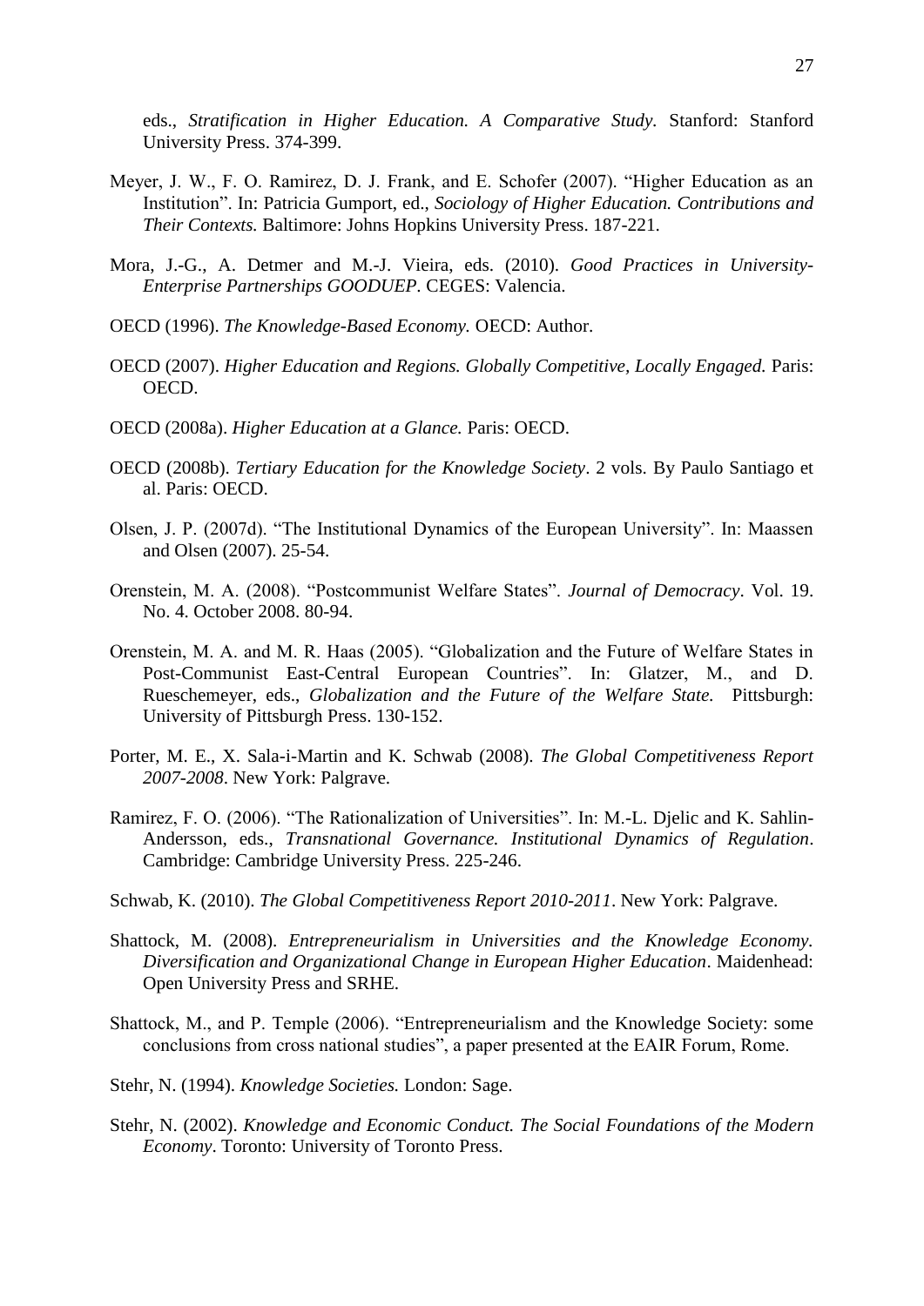eds., *Stratification in Higher Education. A Comparative Study.* Stanford: Stanford University Press. 374-399.

Meyer, J. W., F. O. Ramirez, D. J. Frank, and E. Schofer (2007). "Higher Education as an Institution". In: Patricia Gumport, ed., *Sociology of Higher Education. Contributions and Their Contexts.* Baltimore: Johns Hopkins University Press. 187-221.

Mora, J.-G., A. Detmer and M.-J. Vieira, eds. (2010). *Good Practices in University-Enterprise Partnerships GOODUEP*. CEGES: Valencia.

OECD (1996). *The Knowledge-Based Economy.* OECD: Author.

OECD (2007). *Higher Education and Regions. Globally Competitive, Locally Engaged.* Paris: OECD.

OECD (2008a). *Higher Education at a Glance.* Paris: OECD.

OECD (2008b). *Tertiary Education for the Knowledge Society*. 2 vols. By Paulo Santiago et al. Paris: OECD.

Olsen, J. P. (2007d). "The Institutional Dynamics of the European University". In: Maassen and Olsen (2007). 25-54.

Orenstein, M. A. (2008). "Postcommunist Welfare States". *Journal of Democracy*. Vol. 19. No. 4. October 2008. 80-94.

Orenstein, M. A. and M. R. Haas (2005). "Globalization and the Future of Welfare States in Post-Communist East-Central European Countries". In: Glatzer, M., and D. Rueschemeyer, eds., *Globalization and the Future of the Welfare State.* Pittsburgh: University of Pittsburgh Press. 130-152.

Porter, M. E., X. Sala-i-Martin and K. Schwab (2008). *The Global Competitiveness Report 2007-2008*. New York: Palgrave.

Ramirez, F. O. (2006). "The Rationalization of Universities". In: M.-L. Djelic and K. Sahlin-Andersson, eds., *Transnational Governance. Institutional Dynamics of Regulation*. Cambridge: Cambridge University Press. 225-246.

Schwab, K. (2010). *The Global Competitiveness Report 2010-2011*. New York: Palgrave.

Shattock, M. (2008). *Entrepreneurialism in Universities and the Knowledge Economy. Diversification and Organizational Change in European Higher Education*. Maidenhead: Open University Press and SRHE.

Shattock, M., and P. Temple (2006). "Entrepreneurialism and the Knowledge Society: some conclusions from cross national studies", a paper presented at the EAIR Forum, Rome.

Stehr, N. (1994). *Knowledge Societies.* London: Sage.

Stehr, N. (2002). *Knowledge and Economic Conduct. The Social Foundations of the Modern Economy*. Toronto: University of Toronto Press.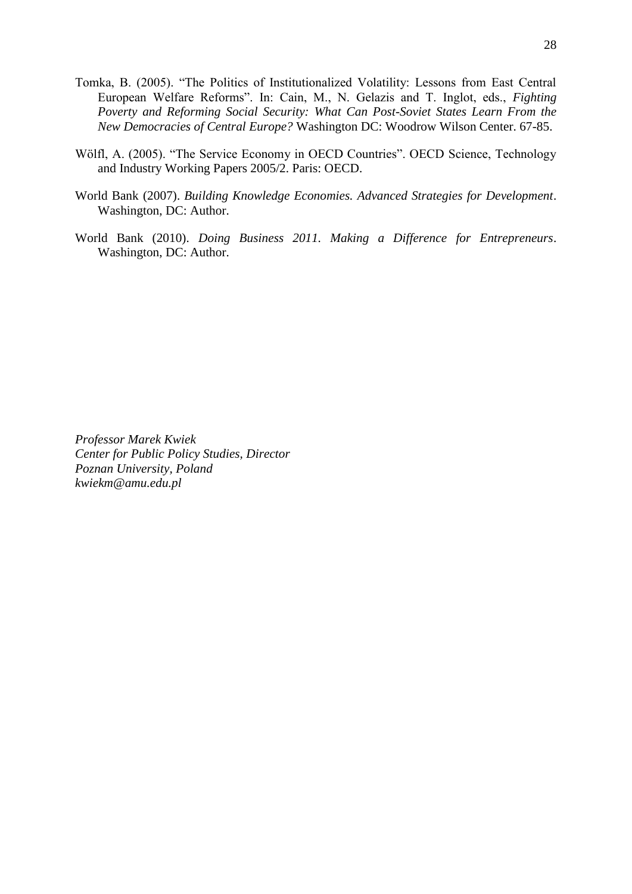Tomka, B. (2005). "The Politics of Institutionalized Volatility: Lessons from East Central European Welfare Reforms". In: Cain, M., N. Gelazis and T. Inglot, eds., *Fighting Poverty and Reforming Social Security: What Can Post-Soviet States Learn From the New Democracies of Central Europe?* Washington DC: Woodrow Wilson Center. 67-85.

Wölfl, A. (2005). "The Service Economy in OECD Countries". OECD Science, Technology and Industry Working Papers 2005/2. Paris: OECD.

World Bank (2007). *Building Knowledge Economies. Advanced Strategies for Development*. Washington, DC: Author.

World Bank (2010). *Doing Business 2011. Making a Difference for Entrepreneurs*. Washington, DC: Author.

*Professor Marek Kwiek*
*Center for Public Policy Studies, Director*
*Poznan University, Poland*
*kwiekm@amu.edu.pl*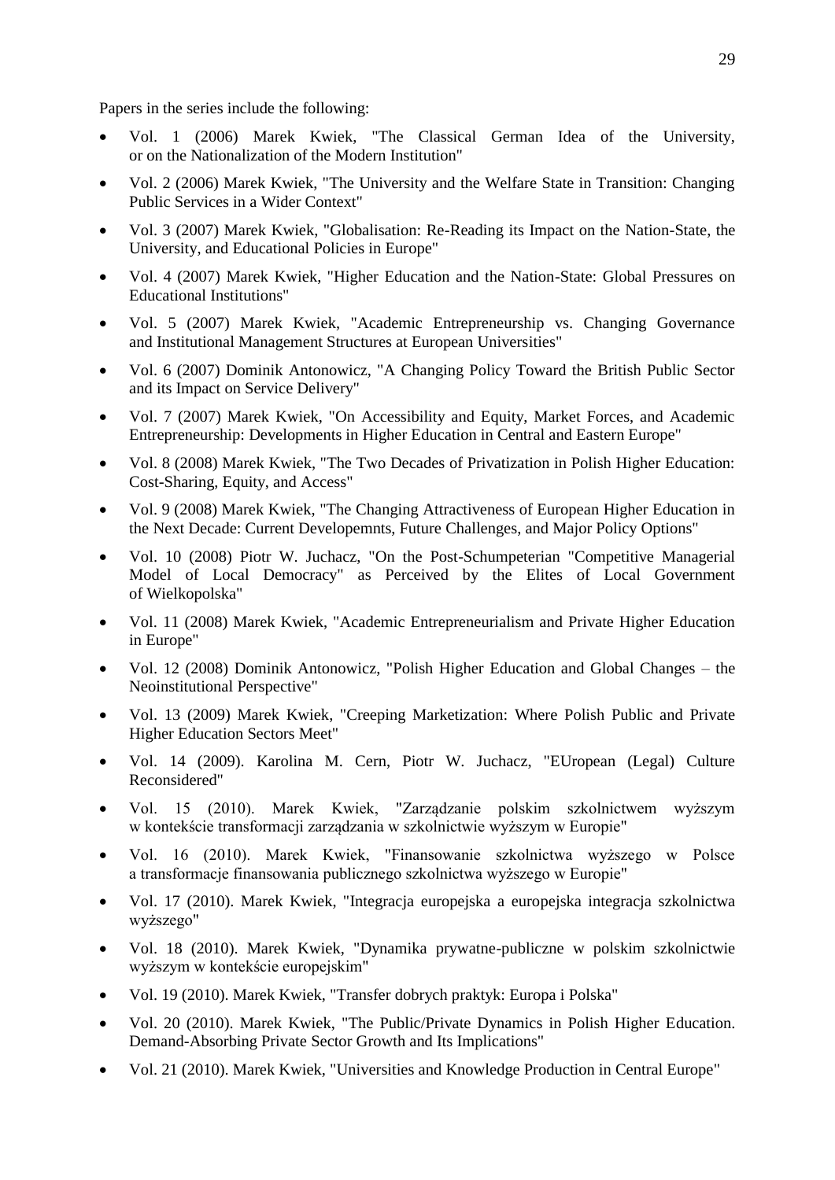Papers in the series include the following:

- Vol. 1 (2006) Marek Kwiek, "The Classical German Idea of the University, or on the Nationalization of the Modern Institution"
- Vol. 2 (2006) Marek Kwiek, "The University and the Welfare State in Transition: Changing Public Services in a Wider Context"
- Vol. 3 (2007) Marek Kwiek, "Globalisation: Re-Reading its Impact on the Nation-State, the University, and Educational Policies in Europe"
- Vol. 4 (2007) Marek Kwiek, "Higher Education and the Nation-State: Global Pressures on Educational Institutions"
- Vol. 5 (2007) Marek Kwiek, "Academic Entrepreneurship vs. Changing Governance and Institutional Management Structures at European Universities"
- Vol. 6 (2007) Dominik Antonowicz, "A Changing Policy Toward the British Public Sector and its Impact on Service Delivery"
- Vol. 7 (2007) Marek Kwiek, "On Accessibility and Equity, Market Forces, and Academic Entrepreneurship: Developments in Higher Education in Central and Eastern Europe"
- Vol. 8 (2008) Marek Kwiek, "The Two Decades of Privatization in Polish Higher Education: Cost-Sharing, Equity, and Access"
- Vol. 9 (2008) Marek Kwiek, "The Changing Attractiveness of European Higher Education in the Next Decade: Current Developemnts, Future Challenges, and Major Policy Options"
- Vol. 10 (2008) Piotr W. Juchacz, "On the Post-Schumpeterian "Competitive Managerial Model of Local Democracy" as Perceived by the Elites of Local Government of Wielkopolska"
- Vol. 11 (2008) Marek Kwiek, "Academic Entrepreneurialism and Private Higher Education in Europe"
- Vol. 12 (2008) Dominik Antonowicz, "Polish Higher Education and Global Changes – the Neoinstitutional Perspective"
- Vol. 13 (2009) Marek Kwiek, "Creeping Marketization: Where Polish Public and Private Higher Education Sectors Meet"
- Vol. 14 (2009). Karolina M. Cern, Piotr W. Juchacz, "EUropean (Legal) Culture Reconsidered"
- Vol. 15 (2010). Marek Kwiek, "Zarządzanie polskim szkolnictwem wyższym w kontekście transformacji zarządzania w szkolnictwie wyższym w Europie"
- Vol. 16 (2010). Marek Kwiek, "Finansowanie szkolnictwa wyższego w Polsce a transformacje finansowania publicznego szkolnictwa wyższego w Europie"
- Vol. 17 (2010). Marek Kwiek, "Integracja europejska a europejska integracja szkolnictwa wyższego"
- Vol. 18 (2010). Marek Kwiek, "Dynamika prywatne-publiczne w polskim szkolnictwie wyższym w kontekście europejskim"
- Vol. 19 (2010). Marek Kwiek, "Transfer dobrych praktyk: Europa i Polska"
- Vol. 20 (2010). Marek Kwiek, "The Public/Private Dynamics in Polish Higher Education. Demand-Absorbing Private Sector Growth and Its Implications"
- Vol. 21 (2010). Marek Kwiek, "Universities and Knowledge Production in Central Europe"